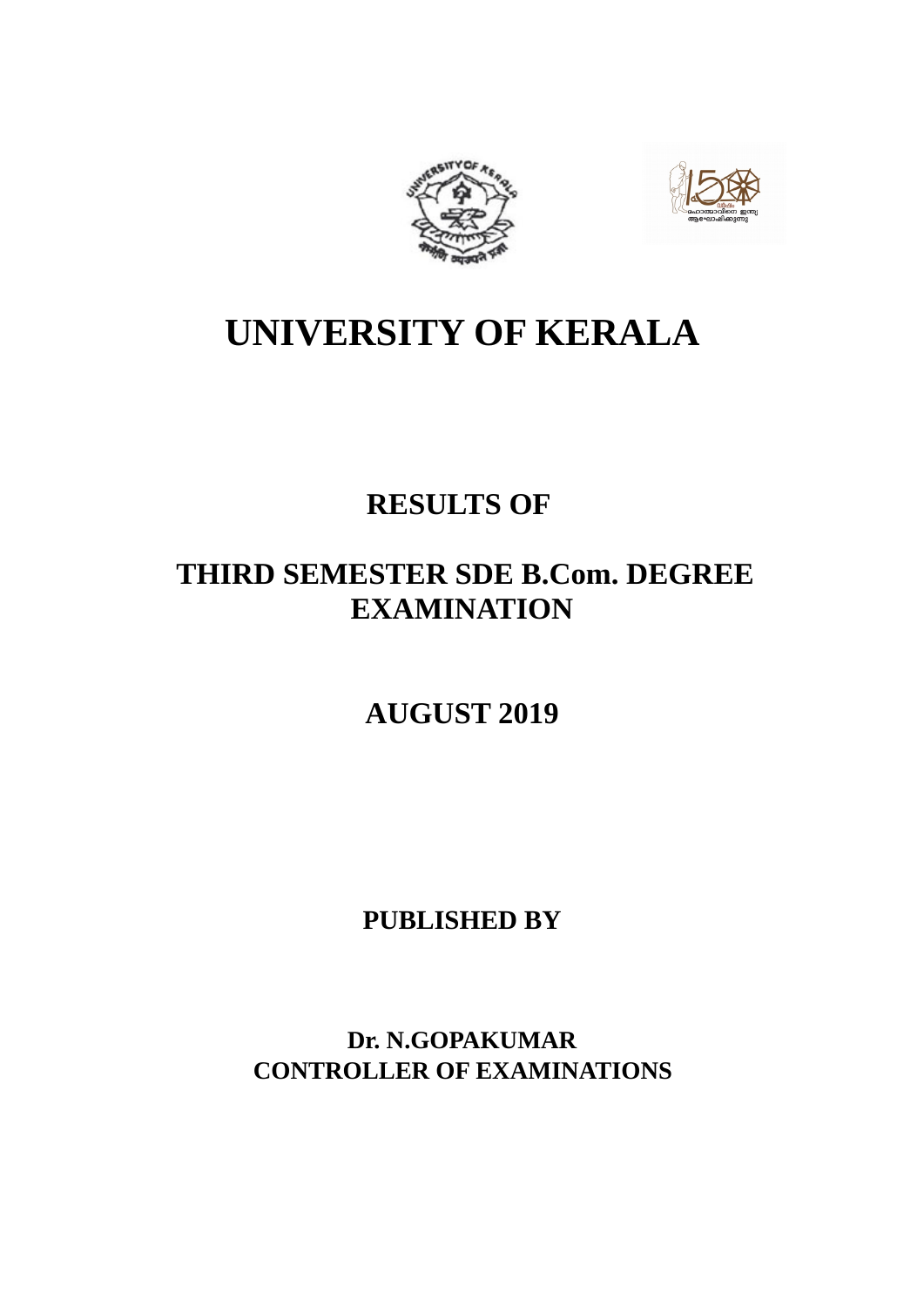# UNIVERSITY OF KERALA

## RESULTS OF

## THIRD SEMESTER SDE B.Com. DEGREE EXAMINATION

## AUGUST 2019

**PUBLISHED BY**

**Dr. N.GOPAKUMAR**
**CONTROLLER OF EXAMINATIONS**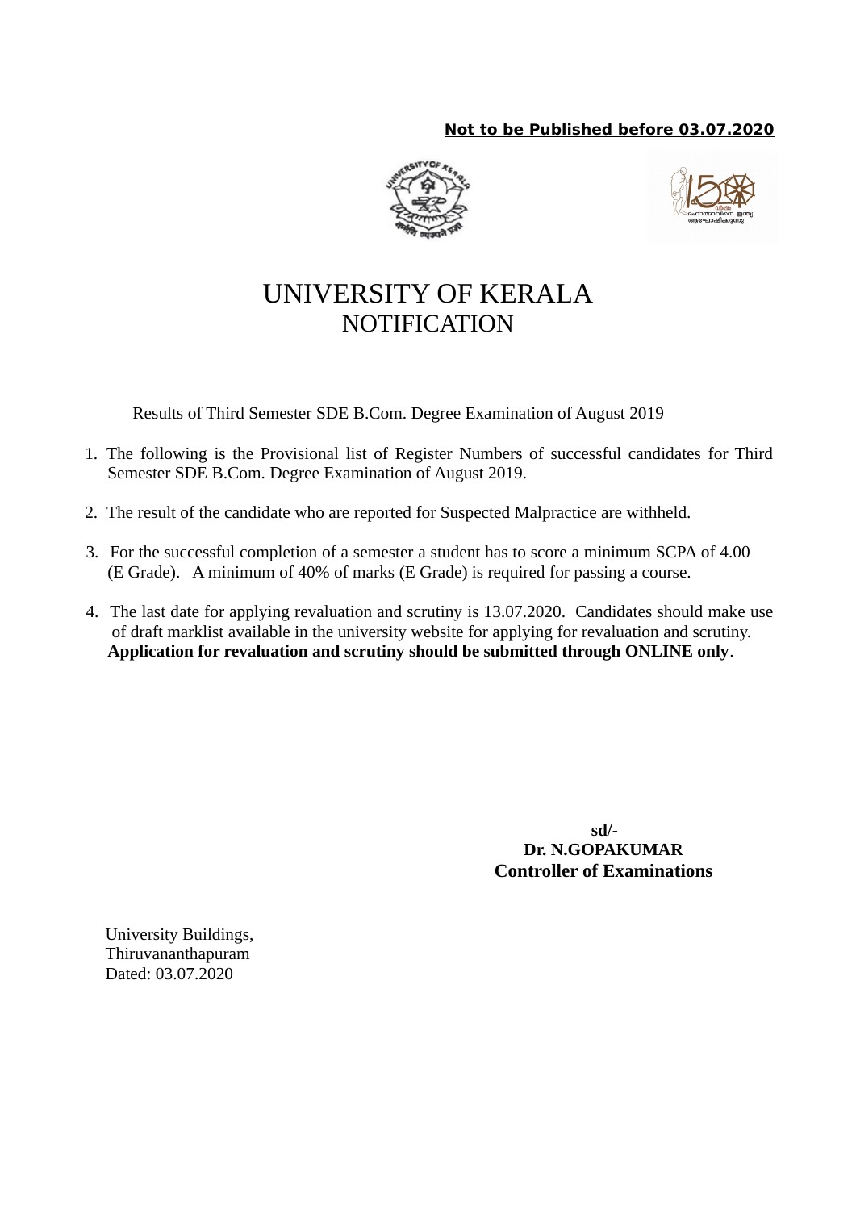**Not to be Published before 03.07.2020**

# UNIVERSITY OF KERALA
## NOTIFICATION

Results of Third Semester SDE B.Com. Degree Examination of August 2019

1. The following is the Provisional list of Register Numbers of successful candidates for Third Semester SDE B.Com. Degree Examination of August 2019.

2. The result of the candidate who are reported for Suspected Malpractice are withheld.

3. For the successful completion of a semester a student has to score a minimum SCPA of 4.00 (E Grade). A minimum of 40% of marks (E Grade) is required for passing a course.

4. The last date for applying revaluation and scrutiny is 13.07.2020. Candidates should make use of draft marklist available in the university website for applying for revaluation and scrutiny. **Application for revaluation and scrutiny should be submitted through ONLINE only**.

**sd/-**
**Dr. N.GOPAKUMAR**
**Controller of Examinations**

University Buildings,
Thiruvananthapuram
Dated: 03.07.2020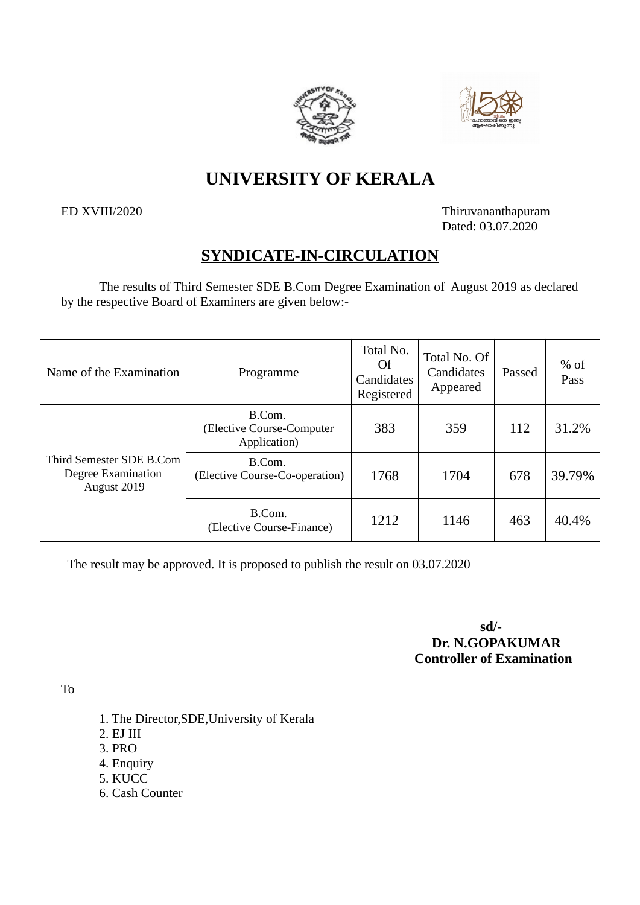# UNIVERSITY OF KERALA

ED XVIII/2020

Thiruvananthapuram
Dated: 03.07.2020

## SYNDICATE-IN-CIRCULATION

The results of Third Semester SDE B.Com Degree Examination of August 2019 as declared by the respective Board of Examiners are given below:-

| Name of the Examination | Programme | Total No. Of Candidates Registered | Total No. Of Candidates Appeared | Passed | % of Pass |
|---|---|---|---|---|---|
| Third Semester SDE B.Com Degree Examination August 2019 | B.Com. (Elective Course-Computer Application) | 383 | 359 | 112 | 31.2% |
| | B.Com. (Elective Course-Co-operation) | 1768 | 1704 | 678 | 39.79% |
| | B.Com. (Elective Course-Finance) | 1212 | 1146 | 463 | 40.4% |

The result may be approved. It is proposed to publish the result on 03.07.2020

**sd/-**
**Dr. N.GOPAKUMAR**
**Controller of Examination**

To

1. The Director,SDE,University of Kerala
2. EJ III
3. PRO
4. Enquiry
5. KUCC
6. Cash Counter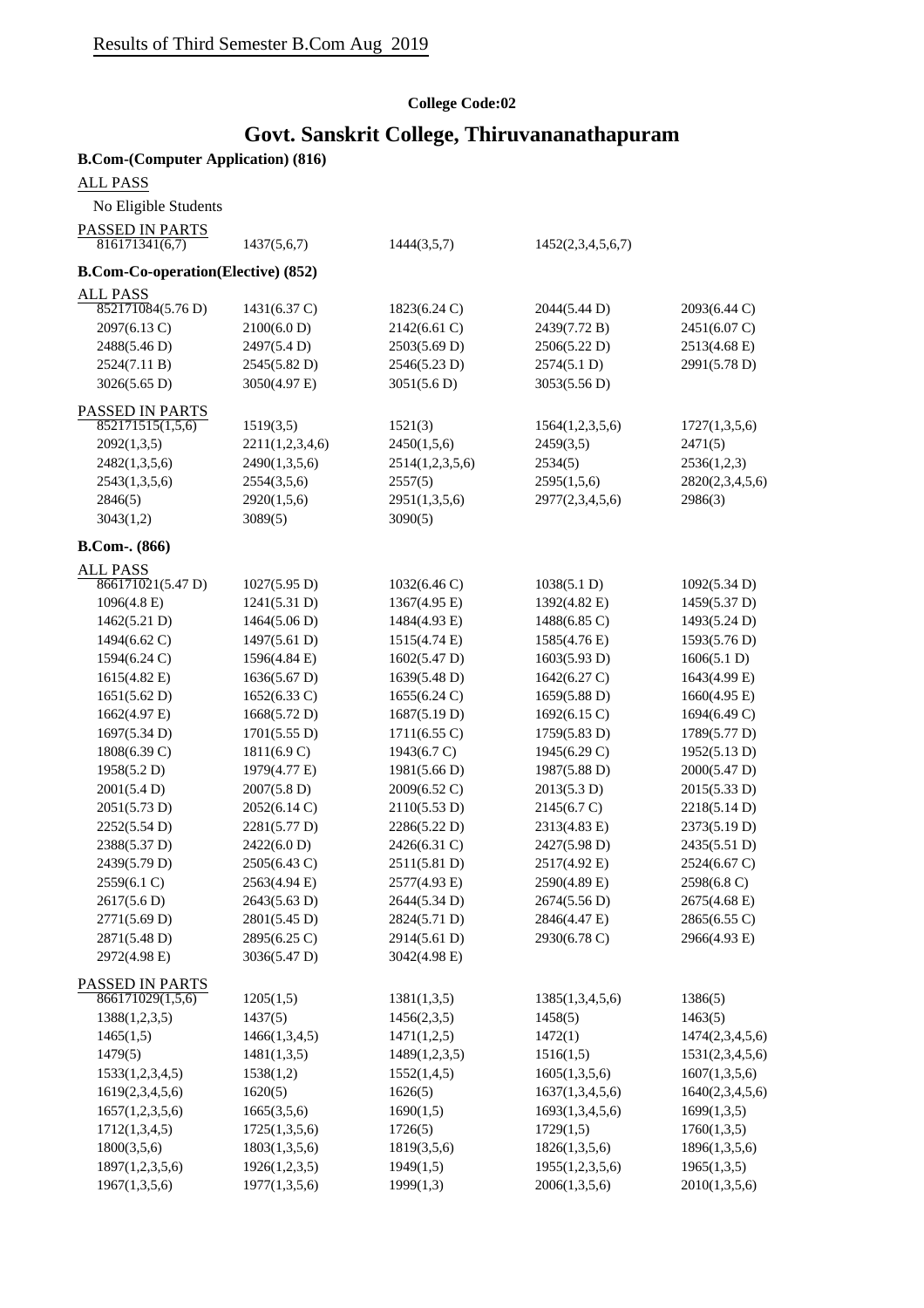Results of Third Semester B.Com Aug 2019

**College Code:02**

## Govt. Sanskrit College, Thiruvananathapuram

**B.Com-(Computer Application) (816)**

ALL PASS

No Eligible Students

PASSED IN PARTS

| | | | | |
|---|---|---|---|---|
| 816171341(6,7) | 1437(5,6,7) | 1444(3,5,7) | 1452(2,3,4,5,6,7) | |

**B.Com-Co-operation(Elective) (852)**

ALL PASS

| | | | | |
|---|---|---|---|---|
| 852171084(5.76 D) | 1431(6.37 C) | 1823(6.24 C) | 2044(5.44 D) | 2093(6.44 C) |
| 2097(6.13 C) | 2100(6.0 D) | 2142(6.61 C) | 2439(7.72 B) | 2451(6.07 C) |
| 2488(5.46 D) | 2497(5.4 D) | 2503(5.69 D) | 2506(5.22 D) | 2513(4.68 E) |
| 2524(7.11 B) | 2545(5.82 D) | 2546(5.23 D) | 2574(5.1 D) | 2991(5.78 D) |
| 3026(5.65 D) | 3050(4.97 E) | 3051(5.6 D) | 3053(5.56 D) | |

PASSED IN PARTS

| | | | | |
|---|---|---|---|---|
| 852171515(1,5,6) | 1519(3,5) | 1521(3) | 1564(1,2,3,5,6) | 1727(1,3,5,6) |
| 2092(1,3,5) | 2211(1,2,3,4,6) | 2450(1,5,6) | 2459(3,5) | 2471(5) |
| 2482(1,3,5,6) | 2490(1,3,5,6) | 2514(1,2,3,5,6) | 2534(5) | 2536(1,2,3) |
| 2543(1,3,5,6) | 2554(3,5,6) | 2557(5) | 2595(1,5,6) | 2820(2,3,4,5,6) |
| 2846(5) | 2920(1,5,6) | 2951(1,3,5,6) | 2977(2,3,4,5,6) | 2986(3) |
| 3043(1,2) | 3089(5) | 3090(5) | | |

**B.Com-. (866)**

ALL PASS

| | | | | |
|---|---|---|---|---|
| 866171021(5.47 D) | 1027(5.95 D) | 1032(6.46 C) | 1038(5.1 D) | 1092(5.34 D) |
| 1096(4.8 E) | 1241(5.31 D) | 1367(4.95 E) | 1392(4.82 E) | 1459(5.37 D) |
| 1462(5.21 D) | 1464(5.06 D) | 1484(4.93 E) | 1488(6.85 C) | 1493(5.24 D) |
| 1494(6.62 C) | 1497(5.61 D) | 1515(4.74 E) | 1585(4.76 E) | 1593(5.76 D) |
| 1594(6.24 C) | 1596(4.84 E) | 1602(5.47 D) | 1603(5.93 D) | 1606(5.1 D) |
| 1615(4.82 E) | 1636(5.67 D) | 1639(5.48 D) | 1642(6.27 C) | 1643(4.99 E) |
| 1651(5.62 D) | 1652(6.33 C) | 1655(6.24 C) | 1659(5.88 D) | 1660(4.95 E) |
| 1662(4.97 E) | 1668(5.72 D) | 1687(5.19 D) | 1692(6.15 C) | 1694(6.49 C) |
| 1697(5.34 D) | 1701(5.55 D) | 1711(6.55 C) | 1759(5.83 D) | 1789(5.77 D) |
| 1808(6.39 C) | 1811(6.9 C) | 1943(6.7 C) | 1945(6.29 C) | 1952(5.13 D) |
| 1958(5.2 D) | 1979(4.77 E) | 1981(5.66 D) | 1987(5.88 D) | 2000(5.47 D) |
| 2001(5.4 D) | 2007(5.8 D) | 2009(6.52 C) | 2013(5.3 D) | 2015(5.33 D) |
| 2051(5.73 D) | 2052(6.14 C) | 2110(5.53 D) | 2145(6.7 C) | 2218(5.14 D) |
| 2252(5.54 D) | 2281(5.77 D) | 2286(5.22 D) | 2313(4.83 E) | 2373(5.19 D) |
| 2388(5.37 D) | 2422(6.0 D) | 2426(6.31 C) | 2427(5.98 D) | 2435(5.51 D) |
| 2439(5.79 D) | 2505(6.43 C) | 2511(5.81 D) | 2517(4.92 E) | 2524(6.67 C) |
| 2559(6.1 C) | 2563(4.94 E) | 2577(4.93 E) | 2590(4.89 E) | 2598(6.8 C) |
| 2617(5.6 D) | 2643(5.63 D) | 2644(5.34 D) | 2674(5.56 D) | 2675(4.68 E) |
| 2771(5.69 D) | 2801(5.45 D) | 2824(5.71 D) | 2846(4.47 E) | 2865(6.55 C) |
| 2871(5.48 D) | 2895(6.25 C) | 2914(5.61 D) | 2930(6.78 C) | 2966(4.93 E) |
| 2972(4.98 E) | 3036(5.47 D) | 3042(4.98 E) | | |

PASSED IN PARTS

| | | | | |
|---|---|---|---|---|
| 866171029(1,5,6) | 1205(1,5) | 1381(1,3,5) | 1385(1,3,4,5,6) | 1386(5) |
| 1388(1,2,3,5) | 1437(5) | 1456(2,3,5) | 1458(5) | 1463(5) |
| 1465(1,5) | 1466(1,3,4,5) | 1471(1,2,5) | 1472(1) | 1474(2,3,4,5,6) |
| 1479(5) | 1481(1,3,5) | 1489(1,2,3,5) | 1516(1,5) | 1531(2,3,4,5,6) |
| 1533(1,2,3,4,5) | 1538(1,2) | 1552(1,4,5) | 1605(1,3,5,6) | 1607(1,3,5,6) |
| 1619(2,3,4,5,6) | 1620(5) | 1626(5) | 1637(1,3,4,5,6) | 1640(2,3,4,5,6) |
| 1657(1,2,3,5,6) | 1665(3,5,6) | 1690(1,5) | 1693(1,3,4,5,6) | 1699(1,3,5) |
| 1712(1,3,4,5) | 1725(1,3,5,6) | 1726(5) | 1729(1,5) | 1760(1,3,5) |
| 1800(3,5,6) | 1803(1,3,5,6) | 1819(3,5,6) | 1826(1,3,5,6) | 1896(1,3,5,6) |
| 1897(1,2,3,5,6) | 1926(1,2,3,5) | 1949(1,5) | 1955(1,2,3,5,6) | 1965(1,3,5) |
| 1967(1,3,5,6) | 1977(1,3,5,6) | 1999(1,3) | 2006(1,3,5,6) | 2010(1,3,5,6) |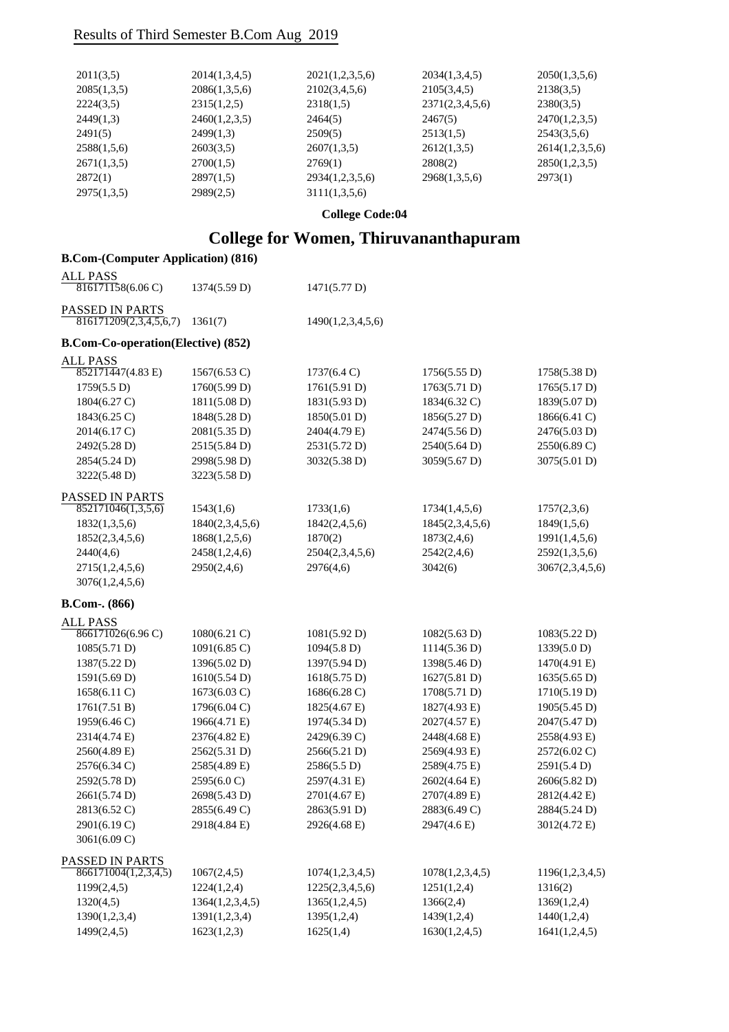Results of Third Semester B.Com Aug 2019

| | | | | |
|---|---|---|---|---|
| 2011(3,5) | 2014(1,3,4,5) | 2021(1,2,3,5,6) | 2034(1,3,4,5) | 2050(1,3,5,6) |
| 2085(1,3,5) | 2086(1,3,5,6) | 2102(3,4,5,6) | 2105(3,4,5) | 2138(3,5) |
| 2224(3,5) | 2315(1,2,5) | 2318(1,5) | 2371(2,3,4,5,6) | 2380(3,5) |
| 2449(1,3) | 2460(1,2,3,5) | 2464(5) | 2467(5) | 2470(1,2,3,5) |
| 2491(5) | 2499(1,3) | 2509(5) | 2513(1,5) | 2543(3,5,6) |
| 2588(1,5,6) | 2603(3,5) | 2607(1,3,5) | 2612(1,3,5) | 2614(1,2,3,5,6) |
| 2671(1,3,5) | 2700(1,5) | 2769(1) | 2808(2) | 2850(1,2,3,5) |
| 2872(1) | 2897(1,5) | 2934(1,2,3,5,6) | 2968(1,3,5,6) | 2973(1) |
| 2975(1,3,5) | 2989(2,5) | 3111(1,3,5,6) | | |

**College Code:04**

# College for Women, Thiruvananthapuram

### B.Com-(Computer Application) (816)

ALL PASS

| | | |
|---|---|---|
| 816171158(6.06 C) | 1374(5.59 D) | 1471(5.77 D) |

PASSED IN PARTS

| | | |
|---|---|---|
| 816171209(2,3,4,5,6,7) | 1361(7) | 1490(1,2,3,4,5,6) |

### B.Com-Co-operation(Elective) (852)

ALL PASS

| | | | | |
|---|---|---|---|---|
| 852171447(4.83 E) | 1567(6.53 C) | 1737(6.4 C) | 1756(5.55 D) | 1758(5.38 D) |
| 1759(5.5 D) | 1760(5.99 D) | 1761(5.91 D) | 1763(5.71 D) | 1765(5.17 D) |
| 1804(6.27 C) | 1811(5.08 D) | 1831(5.93 D) | 1834(6.32 C) | 1839(5.07 D) |
| 1843(6.25 C) | 1848(5.28 D) | 1850(5.01 D) | 1856(5.27 D) | 1866(6.41 C) |
| 2014(6.17 C) | 2081(5.35 D) | 2404(4.79 E) | 2474(5.56 D) | 2476(5.03 D) |
| 2492(5.28 D) | 2515(5.84 D) | 2531(5.72 D) | 2540(5.64 D) | 2550(6.89 C) |
| 2854(5.24 D) | 2998(5.98 D) | 3032(5.38 D) | 3059(5.67 D) | 3075(5.01 D) |
| 3222(5.48 D) | 3223(5.58 D) | | | |

PASSED IN PARTS

| | | | | |
|---|---|---|---|---|
| 852171046(1,3,5,6) | 1543(1,6) | 1733(1,6) | 1734(1,4,5,6) | 1757(2,3,6) |
| 1832(1,3,5,6) | 1840(2,3,4,5,6) | 1842(2,4,5,6) | 1845(2,3,4,5,6) | 1849(1,5,6) |
| 1852(2,3,4,5,6) | 1868(1,2,5,6) | 1870(2) | 1873(2,4,6) | 1991(1,4,5,6) |
| 2440(4,6) | 2458(1,2,4,6) | 2504(2,3,4,5,6) | 2542(2,4,6) | 2592(1,3,5,6) |
| 2715(1,2,4,5,6) | 2950(2,4,6) | 2976(4,6) | 3042(6) | 3067(2,3,4,5,6) |
| 3076(1,2,4,5,6) | | | | |

### B.Com-. (866)

ALL PASS

| | | | | |
|---|---|---|---|---|
| 866171026(6.96 C) | 1080(6.21 C) | 1081(5.92 D) | 1082(5.63 D) | 1083(5.22 D) |
| 1085(5.71 D) | 1091(6.85 C) | 1094(5.8 D) | 1114(5.36 D) | 1339(5.0 D) |
| 1387(5.22 D) | 1396(5.02 D) | 1397(5.94 D) | 1398(5.46 D) | 1470(4.91 E) |
| 1591(5.69 D) | 1610(5.54 D) | 1618(5.75 D) | 1627(5.81 D) | 1635(5.65 D) |
| 1658(6.11 C) | 1673(6.03 C) | 1686(6.28 C) | 1708(5.71 D) | 1710(5.19 D) |
| 1761(7.51 B) | 1796(6.04 C) | 1825(4.67 E) | 1827(4.93 E) | 1905(5.45 D) |
| 1959(6.46 C) | 1966(4.71 E) | 1974(5.34 D) | 2027(4.57 E) | 2047(5.47 D) |
| 2314(4.74 E) | 2376(4.82 E) | 2429(6.39 C) | 2448(4.68 E) | 2558(4.93 E) |
| 2560(4.89 E) | 2562(5.31 D) | 2566(5.21 D) | 2569(4.93 E) | 2572(6.02 C) |
| 2576(6.34 C) | 2585(4.89 E) | 2586(5.5 D) | 2589(4.75 E) | 2591(5.4 D) |
| 2592(5.78 D) | 2595(6.0 C) | 2597(4.31 E) | 2602(4.64 E) | 2606(5.82 D) |
| 2661(5.74 D) | 2698(5.43 D) | 2701(4.67 E) | 2707(4.89 E) | 2812(4.42 E) |
| 2813(6.52 C) | 2855(6.49 C) | 2863(5.91 D) | 2883(6.49 C) | 2884(5.24 D) |
| 2901(6.19 C) | 2918(4.84 E) | 2926(4.68 E) | 2947(4.6 E) | 3012(4.72 E) |
| 3061(6.09 C) | | | | |

PASSED IN PARTS

| | | | | |
|---|---|---|---|---|
| 866171004(1,2,3,4,5) | 1067(2,4,5) | 1074(1,2,3,4,5) | 1078(1,2,3,4,5) | 1196(1,2,3,4,5) |
| 1199(2,4,5) | 1224(1,2,4) | 1225(2,3,4,5,6) | 1251(1,2,4) | 1316(2) |
| 1320(4,5) | 1364(1,2,3,4,5) | 1365(1,2,4,5) | 1366(2,4) | 1369(1,2,4) |
| 1390(1,2,3,4) | 1391(1,2,3,4) | 1395(1,2,4) | 1439(1,2,4) | 1440(1,2,4) |
| 1499(2,4,5) | 1623(1,2,3) | 1625(1,4) | 1630(1,2,4,5) | 1641(1,2,4,5) |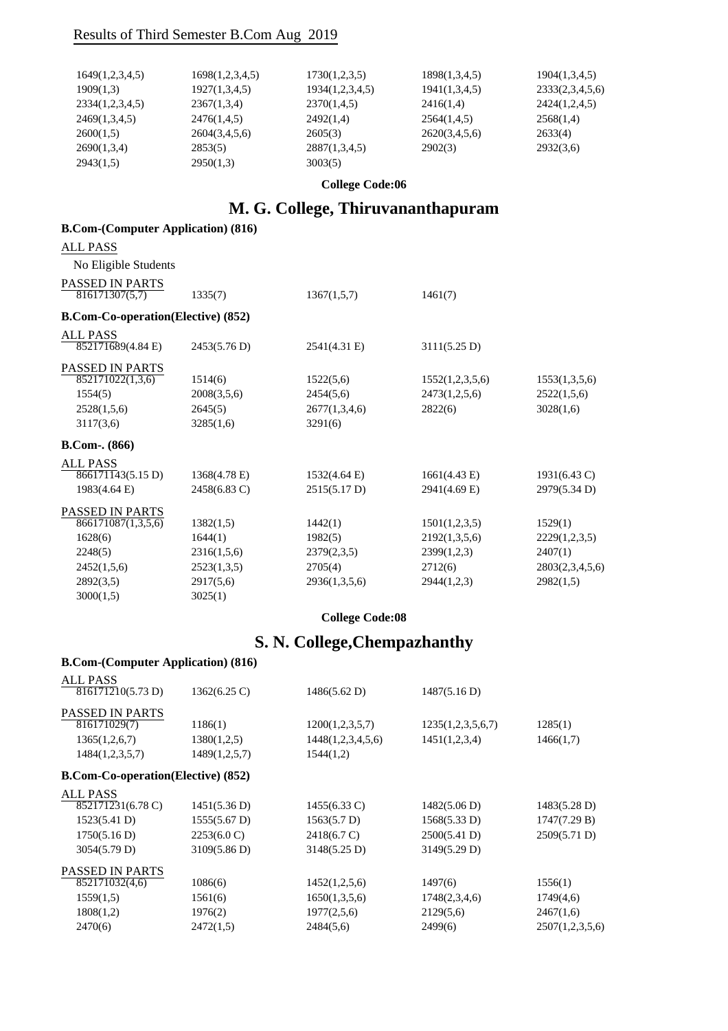Results of Third Semester B.Com Aug 2019

| | | | | |
|---|---|---|---|---|
| 1649(1,2,3,4,5) | 1698(1,2,3,4,5) | 1730(1,2,3,5) | 1898(1,3,4,5) | 1904(1,3,4,5) |
| 1909(1,3) | 1927(1,3,4,5) | 1934(1,2,3,4,5) | 1941(1,3,4,5) | 2333(2,3,4,5,6) |
| 2334(1,2,3,4,5) | 2367(1,3,4) | 2370(1,4,5) | 2416(1,4) | 2424(1,2,4,5) |
| 2469(1,3,4,5) | 2476(1,4,5) | 2492(1,4) | 2564(1,4,5) | 2568(1,4) |
| 2600(1,5) | 2604(3,4,5,6) | 2605(3) | 2620(3,4,5,6) | 2633(4) |
| 2690(1,3,4) | 2853(5) | 2887(1,3,4,5) | 2902(3) | 2932(3,6) |
| 2943(1,5) | 2950(1,3) | 3003(5) | | |

**College Code:06**

# M. G. College, Thiruvananthapuram

### B.Com-(Computer Application) (816)

ALL PASS

No Eligible Students

PASSED IN PARTS

| | | | |
|---|---|---|---|
| 816171307(5,7) | 1335(7) | 1367(1,5,7) | 1461(7) |

### B.Com-Co-operation(Elective) (852)

ALL PASS

| | | | |
|---|---|---|---|
| 852171689(4.84 E) | 2453(5.76 D) | 2541(4.31 E) | 3111(5.25 D) |

PASSED IN PARTS

| | | | | |
|---|---|---|---|---|
| 852171022(1,3,6) | 1514(6) | 1522(5,6) | 1552(1,2,3,5,6) | 1553(1,3,5,6) |
| 1554(5) | 2008(3,5,6) | 2454(5,6) | 2473(1,2,5,6) | 2522(1,5,6) |
| 2528(1,5,6) | 2645(5) | 2677(1,3,4,6) | 2822(6) | 3028(1,6) |
| 3117(3,6) | 3285(1,6) | 3291(6) | | |

### B.Com-. (866)

ALL PASS

| | | | | |
|---|---|---|---|---|
| 866171143(5.15 D) | 1368(4.78 E) | 1532(4.64 E) | 1661(4.43 E) | 1931(6.43 C) |
| 1983(4.64 E) | 2458(6.83 C) | 2515(5.17 D) | 2941(4.69 E) | 2979(5.34 D) |

PASSED IN PARTS

| | | | | |
|---|---|---|---|---|
| 866171087(1,3,5,6) | 1382(1,5) | 1442(1) | 1501(1,2,3,5) | 1529(1) |
| 1628(6) | 1644(1) | 1982(5) | 2192(1,3,5,6) | 2229(1,2,3,5) |
| 2248(5) | 2316(1,5,6) | 2379(2,3,5) | 2399(1,2,3) | 2407(1) |
| 2452(1,5,6) | 2523(1,3,5) | 2705(4) | 2712(6) | 2803(2,3,4,5,6) |
| 2892(3,5) | 2917(5,6) | 2936(1,3,5,6) | 2944(1,2,3) | 2982(1,5) |
| 3000(1,5) | 3025(1) | | | |

**College Code:08**

# S. N. College,Chempazhanthy

### B.Com-(Computer Application) (816)

ALL PASS

| | | | |
|---|---|---|---|
| 816171210(5.73 D) | 1362(6.25 C) | 1486(5.62 D) | 1487(5.16 D) |

PASSED IN PARTS

| | | | | |
|---|---|---|---|---|
| 816171029(7) | 1186(1) | 1200(1,2,3,5,7) | 1235(1,2,3,5,6,7) | 1285(1) |
| 1365(1,2,6,7) | 1380(1,2,5) | 1448(1,2,3,4,5,6) | 1451(1,2,3,4) | 1466(1,7) |
| 1484(1,2,3,5,7) | 1489(1,2,5,7) | 1544(1,2) | | |

### B.Com-Co-operation(Elective) (852)

ALL PASS

| | | | | |
|---|---|---|---|---|
| 852171231(6.78 C) | 1451(5.36 D) | 1455(6.33 C) | 1482(5.06 D) | 1483(5.28 D) |
| 1523(5.41 D) | 1555(5.67 D) | 1563(5.7 D) | 1568(5.33 D) | 1747(7.29 B) |
| 1750(5.16 D) | 2253(6.0 C) | 2418(6.7 C) | 2500(5.41 D) | 2509(5.71 D) |
| 3054(5.79 D) | 3109(5.86 D) | 3148(5.25 D) | 3149(5.29 D) | |

PASSED IN PARTS

| | | | | |
|---|---|---|---|---|
| 852171032(4,6) | 1086(6) | 1452(1,2,5,6) | 1497(6) | 1556(1) |
| 1559(1,5) | 1561(6) | 1650(1,3,5,6) | 1748(2,3,4,6) | 1749(4,6) |
| 1808(1,2) | 1976(2) | 1977(2,5,6) | 2129(5,6) | 2467(1,6) |
| 2470(6) | 2472(1,5) | 2484(5,6) | 2499(6) | 2507(1,2,3,5,6) |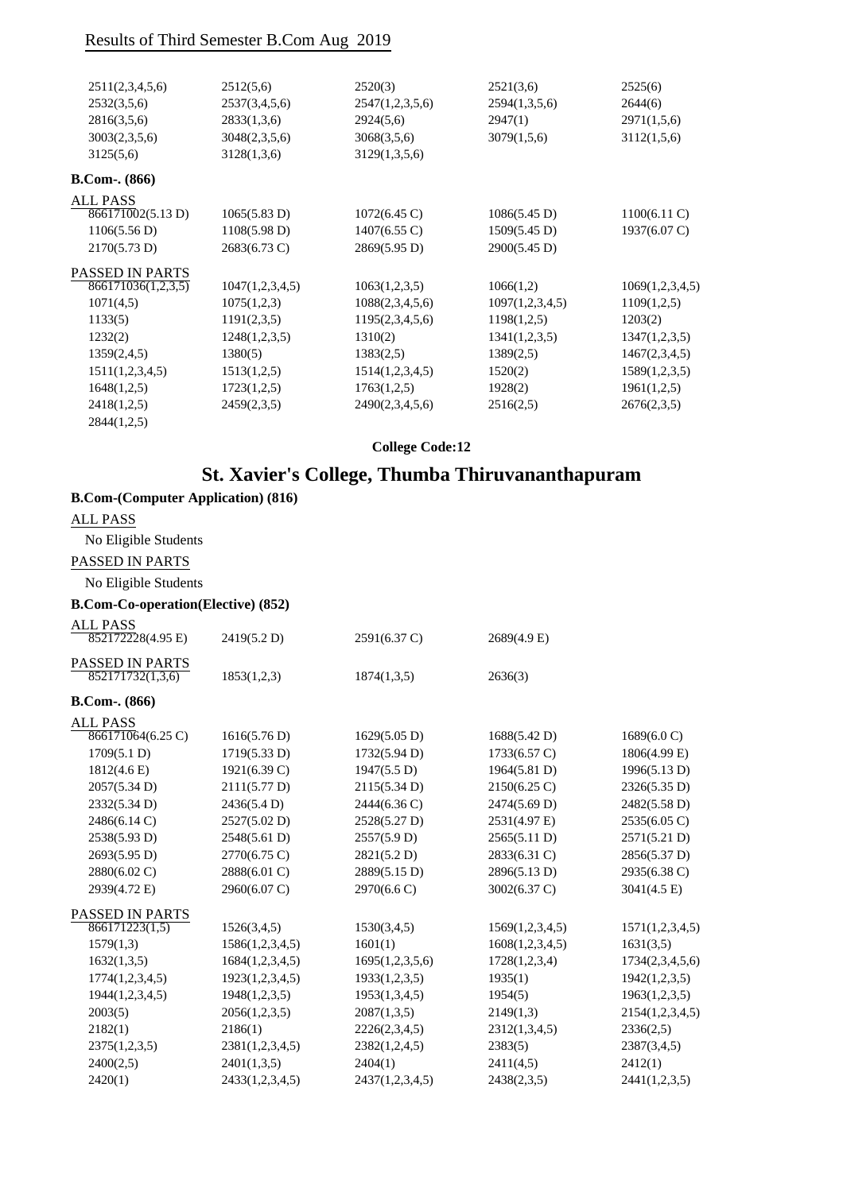Results of Third Semester B.Com Aug 2019

| | | | | |
|---|---|---|---|---|
| 2511(2,3,4,5,6) | 2512(5,6) | 2520(3) | 2521(3,6) | 2525(6) |
| 2532(3,5,6) | 2537(3,4,5,6) | 2547(1,2,3,5,6) | 2594(1,3,5,6) | 2644(6) |
| 2816(3,5,6) | 2833(1,3,6) | 2924(5,6) | 2947(1) | 2971(1,5,6) |
| 3003(2,3,5,6) | 3048(2,3,5,6) | 3068(3,5,6) | 3079(1,5,6) | 3112(1,5,6) |
| 3125(5,6) | 3128(1,3,6) | 3129(1,3,5,6) | | |

**B.Com-. (866)**

ALL PASS

| | | | | |
|---|---|---|---|---|
| 866171002(5.13 D) | 1065(5.83 D) | 1072(6.45 C) | 1086(5.45 D) | 1100(6.11 C) |
| 1106(5.56 D) | 1108(5.98 D) | 1407(6.55 C) | 1509(5.45 D) | 1937(6.07 C) |
| 2170(5.73 D) | 2683(6.73 C) | 2869(5.95 D) | 2900(5.45 D) | |

PASSED IN PARTS

| | | | | |
|---|---|---|---|---|
| 866171036(1,2,3,5) | 1047(1,2,3,4,5) | 1063(1,2,3,5) | 1066(1,2) | 1069(1,2,3,4,5) |
| 1071(4,5) | 1075(1,2,3) | 1088(2,3,4,5,6) | 1097(1,2,3,4,5) | 1109(1,2,5) |
| 1133(5) | 1191(2,3,5) | 1195(2,3,4,5,6) | 1198(1,2,5) | 1203(2) |
| 1232(2) | 1248(1,2,3,5) | 1310(2) | 1341(1,2,3,5) | 1347(1,2,3,5) |
| 1359(2,4,5) | 1380(5) | 1383(2,5) | 1389(2,5) | 1467(2,3,4,5) |
| 1511(1,2,3,4,5) | 1513(1,2,5) | 1514(1,2,3,4,5) | 1520(2) | 1589(1,2,3,5) |
| 1648(1,2,5) | 1723(1,2,5) | 1763(1,2,5) | 1928(2) | 1961(1,2,5) |
| 2418(1,2,5) | 2459(2,3,5) | 2490(2,3,4,5,6) | 2516(2,5) | 2676(2,3,5) |
| 2844(1,2,5) | | | | |

**College Code:12**

## St. Xavier's College, Thumba Thiruvananthapuram

**B.Com-(Computer Application) (816)**

ALL PASS

No Eligible Students

PASSED IN PARTS

No Eligible Students

**B.Com-Co-operation(Elective) (852)**

ALL PASS

| | | | |
|---|---|---|---|
| 852172228(4.95 E) | 2419(5.2 D) | 2591(6.37 C) | 2689(4.9 E) |

PASSED IN PARTS

| | | | |
|---|---|---|---|
| 852171732(1,3,6) | 1853(1,2,3) | 1874(1,3,5) | 2636(3) |

**B.Com-. (866)**

ALL PASS

| | | | | |
|---|---|---|---|---|
| 866171064(6.25 C) | 1616(5.76 D) | 1629(5.05 D) | 1688(5.42 D) | 1689(6.0 C) |
| 1709(5.1 D) | 1719(5.33 D) | 1732(5.94 D) | 1733(6.57 C) | 1806(4.99 E) |
| 1812(4.6 E) | 1921(6.39 C) | 1947(5.5 D) | 1964(5.81 D) | 1996(5.13 D) |
| 2057(5.34 D) | 2111(5.77 D) | 2115(5.34 D) | 2150(6.25 C) | 2326(5.35 D) |
| 2332(5.34 D) | 2436(5.4 D) | 2444(6.36 C) | 2474(5.69 D) | 2482(5.58 D) |
| 2486(6.14 C) | 2527(5.02 D) | 2528(5.27 D) | 2531(4.97 E) | 2535(6.05 C) |
| 2538(5.93 D) | 2548(5.61 D) | 2557(5.9 D) | 2565(5.11 D) | 2571(5.21 D) |
| 2693(5.95 D) | 2770(6.75 C) | 2821(5.2 D) | 2833(6.31 C) | 2856(5.37 D) |
| 2880(6.02 C) | 2888(6.01 C) | 2889(5.15 D) | 2896(5.13 D) | 2935(6.38 C) |
| 2939(4.72 E) | 2960(6.07 C) | 2970(6.6 C) | 3002(6.37 C) | 3041(4.5 E) |

PASSED IN PARTS

| | | | | |
|---|---|---|---|---|
| 866171223(1,5) | 1526(3,4,5) | 1530(3,4,5) | 1569(1,2,3,4,5) | 1571(1,2,3,4,5) |
| 1579(1,3) | 1586(1,2,3,4,5) | 1601(1) | 1608(1,2,3,4,5) | 1631(3,5) |
| 1632(1,3,5) | 1684(1,2,3,4,5) | 1695(1,2,3,5,6) | 1728(1,2,3,4) | 1734(2,3,4,5,6) |
| 1774(1,2,3,4,5) | 1923(1,2,3,4,5) | 1933(1,2,3,5) | 1935(1) | 1942(1,2,3,5) |
| 1944(1,2,3,4,5) | 1948(1,2,3,5) | 1953(1,3,4,5) | 1954(5) | 1963(1,2,3,5) |
| 2003(5) | 2056(1,2,3,5) | 2087(1,3,5) | 2149(1,3) | 2154(1,2,3,4,5) |
| 2182(1) | 2186(1) | 2226(2,3,4,5) | 2312(1,3,4,5) | 2336(2,5) |
| 2375(1,2,3,5) | 2381(1,2,3,4,5) | 2382(1,2,4,5) | 2383(5) | 2387(3,4,5) |
| 2400(2,5) | 2401(1,3,5) | 2404(1) | 2411(4,5) | 2412(1) |
| 2420(1) | 2433(1,2,3,4,5) | 2437(1,2,3,4,5) | 2438(2,3,5) | 2441(1,2,3,5) |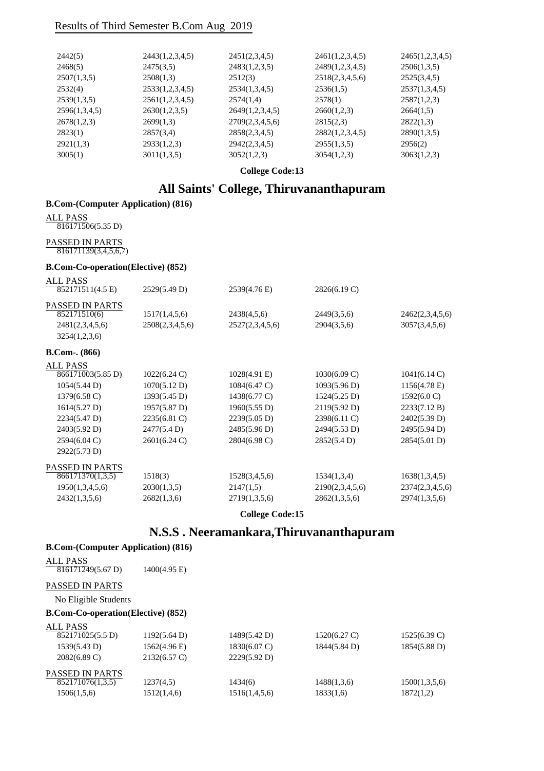Results of Third Semester B.Com Aug 2019

| | | | | |
|---|---|---|---|---|
| 2442(5) | 2443(1,2,3,4,5) | 2451(2,3,4,5) | 2461(1,2,3,4,5) | 2465(1,2,3,4,5) |
| 2468(5) | 2475(3,5) | 2483(1,2,3,5) | 2489(1,2,3,4,5) | 2506(1,3,5) |
| 2507(1,3,5) | 2508(1,3) | 2512(3) | 2518(2,3,4,5,6) | 2525(3,4,5) |
| 2532(4) | 2533(1,2,3,4,5) | 2534(1,3,4,5) | 2536(1,5) | 2537(1,3,4,5) |
| 2539(1,3,5) | 2561(1,2,3,4,5) | 2574(1,4) | 2578(1) | 2587(1,2,3) |
| 2596(1,3,4,5) | 2630(1,2,3,5) | 2649(1,2,3,4,5) | 2660(1,2,3) | 2664(1,5) |
| 2678(1,2,3) | 2699(1,3) | 2709(2,3,4,5,6) | 2815(2,3) | 2822(1,3) |
| 2823(1) | 2857(3,4) | 2858(2,3,4,5) | 2882(1,2,3,4,5) | 2890(1,3,5) |
| 2921(1,3) | 2933(1,2,3) | 2942(2,3,4,5) | 2955(1,3,5) | 2956(2) |
| 3005(1) | 3011(1,3,5) | 3052(1,2,3) | 3054(1,2,3) | 3063(1,2,3) |

**College Code:13**

# All Saints' College, Thiruvananthapuram

### B.Com-(Computer Application) (816)

ALL PASS

816171506(5.35 D)

PASSED IN PARTS

816171139(3,4,5,6,7)

### B.Com-Co-operation(Elective) (852)

ALL PASS

| | | | |
|---|---|---|---|
| 852171511(4.5 E) | 2529(5.49 D) | 2539(4.76 E) | 2826(6.19 C) |

PASSED IN PARTS

| | | | | |
|---|---|---|---|---|
| 852171510(6) | 1517(1,4,5,6) | 2438(4,5,6) | 2449(3,5,6) | 2462(2,3,4,5,6) |
| 2481(2,3,4,5,6) | 2508(2,3,4,5,6) | 2527(2,3,4,5,6) | 2904(3,5,6) | 3057(3,4,5,6) |
| 3254(1,2,3,6) | | | | |

### B.Com-. (866)

ALL PASS

| | | | | |
|---|---|---|---|---|
| 866171003(5.85 D) | 1022(6.24 C) | 1028(4.91 E) | 1030(6.09 C) | 1041(6.14 C) |
| 1054(5.44 D) | 1070(5.12 D) | 1084(6.47 C) | 1093(5.96 D) | 1156(4.78 E) |
| 1379(6.58 C) | 1393(5.45 D) | 1438(6.77 C) | 1524(5.25 D) | 1592(6.0 C) |
| 1614(5.27 D) | 1957(5.87 D) | 1960(5.55 D) | 2119(5.92 D) | 2233(7.12 B) |
| 2234(5.47 D) | 2235(6.81 C) | 2239(5.05 D) | 2398(6.11 C) | 2402(5.39 D) |
| 2403(5.92 D) | 2477(5.4 D) | 2485(5.96 D) | 2494(5.53 D) | 2495(5.94 D) |
| 2594(6.04 C) | 2601(6.24 C) | 2804(6.98 C) | 2852(5.4 D) | 2854(5.01 D) |
| 2922(5.73 D) | | | | |

PASSED IN PARTS

| | | | | |
|---|---|---|---|---|
| 866171370(1,3,5) | 1518(3) | 1528(3,4,5,6) | 1534(1,3,4) | 1638(1,3,4,5) |
| 1950(1,3,4,5,6) | 2030(1,3,5) | 2147(1,5) | 2190(2,3,4,5,6) | 2374(2,3,4,5,6) |
| 2432(1,3,5,6) | 2682(1,3,6) | 2719(1,3,5,6) | 2862(1,3,5,6) | 2974(1,3,5,6) |

**College Code:15**

# N.S.S . Neeramankara,Thiruvananthapuram

### B.Com-(Computer Application) (816)

ALL PASS

| | |
|---|---|
| 816171249(5.67 D) | 1400(4.95 E) |

PASSED IN PARTS

No Eligible Students

### B.Com-Co-operation(Elective) (852)

ALL PASS

| | | | | |
|---|---|---|---|---|
| 852171025(5.5 D) | 1192(5.64 D) | 1489(5.42 D) | 1520(6.27 C) | 1525(6.39 C) |
| 1539(5.43 D) | 1562(4.96 E) | 1830(6.07 C) | 1844(5.84 D) | 1854(5.88 D) |
| 2082(6.89 C) | 2132(6.57 C) | 2229(5.92 D) | | |

PASSED IN PARTS

| | | | | |
|---|---|---|---|---|
| 852171076(1,3,5) | 1237(4,5) | 1434(6) | 1488(1,3,6) | 1500(1,3,5,6) |
| 1506(1,5,6) | 1512(1,4,6) | 1516(1,4,5,6) | 1833(1,6) | 1872(1,2) |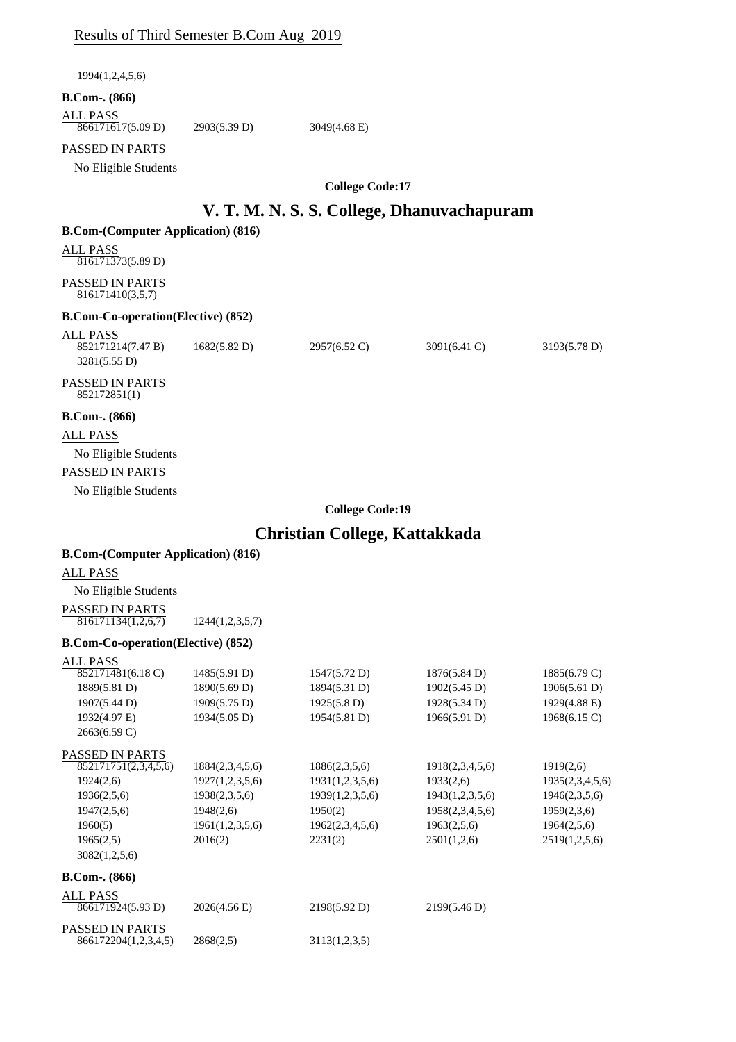1994(1,2,4,5,6)

**B.Com-. (866)**

ALL PASS

| | | |
|---|---|---|
| 866171617(5.09 D) | 2903(5.39 D) | 3049(4.68 E) |

PASSED IN PARTS

No Eligible Students

**College Code:17**

## V. T. M. N. S. S. College, Dhanuvachapuram

**B.Com-(Computer Application) (816)**

ALL PASS

816171373(5.89 D)

PASSED IN PARTS

816171410(3,5,7)

**B.Com-Co-operation(Elective) (852)**

ALL PASS

| | | | | |
|---|---|---|---|---|
| 852171214(7.47 B) | 1682(5.82 D) | 2957(6.52 C) | 3091(6.41 C) | 3193(5.78 D) |
| 3281(5.55 D) | | | | |

PASSED IN PARTS

852172851(1)

**B.Com-. (866)**

ALL PASS

No Eligible Students

PASSED IN PARTS

No Eligible Students

**College Code:19**

## Christian College, Kattakkada

**B.Com-(Computer Application) (816)**

ALL PASS

No Eligible Students

PASSED IN PARTS

| | |
|---|---|
| 816171134(1,2,6,7) | 1244(1,2,3,5,7) |

**B.Com-Co-operation(Elective) (852)**

ALL PASS

| | | | | |
|---|---|---|---|---|
| 852171481(6.18 C) | 1485(5.91 D) | 1547(5.72 D) | 1876(5.84 D) | 1885(6.79 C) |
| 1889(5.81 D) | 1890(5.69 D) | 1894(5.31 D) | 1902(5.45 D) | 1906(5.61 D) |
| 1907(5.44 D) | 1909(5.75 D) | 1925(5.8 D) | 1928(5.34 D) | 1929(4.88 E) |
| 1932(4.97 E) | 1934(5.05 D) | 1954(5.81 D) | 1966(5.91 D) | 1968(6.15 C) |
| 2663(6.59 C) | | | | |

PASSED IN PARTS

| | | | | |
|---|---|---|---|---|
| 852171751(2,3,4,5,6) | 1884(2,3,4,5,6) | 1886(2,3,5,6) | 1918(2,3,4,5,6) | 1919(2,6) |
| 1924(2,6) | 1927(1,2,3,5,6) | 1931(1,2,3,5,6) | 1933(2,6) | 1935(2,3,4,5,6) |
| 1936(2,5,6) | 1938(2,3,5,6) | 1939(1,2,3,5,6) | 1943(1,2,3,5,6) | 1946(2,3,5,6) |
| 1947(2,5,6) | 1948(2,6) | 1950(2) | 1958(2,3,4,5,6) | 1959(2,3,6) |
| 1960(5) | 1961(1,2,3,5,6) | 1962(2,3,4,5,6) | 1963(2,5,6) | 1964(2,5,6) |
| 1965(2,5) | 2016(2) | 2231(2) | 2501(1,2,6) | 2519(1,2,5,6) |
| 3082(1,2,5,6) | | | | |

**B.Com-. (866)**

ALL PASS

| | | | |
|---|---|---|---|
| 866171924(5.93 D) | 2026(4.56 E) | 2198(5.92 D) | 2199(5.46 D) |

PASSED IN PARTS

| | | |
|---|---|---|
| 866172204(1,2,3,4,5) | 2868(2,5) | 3113(1,2,3,5) |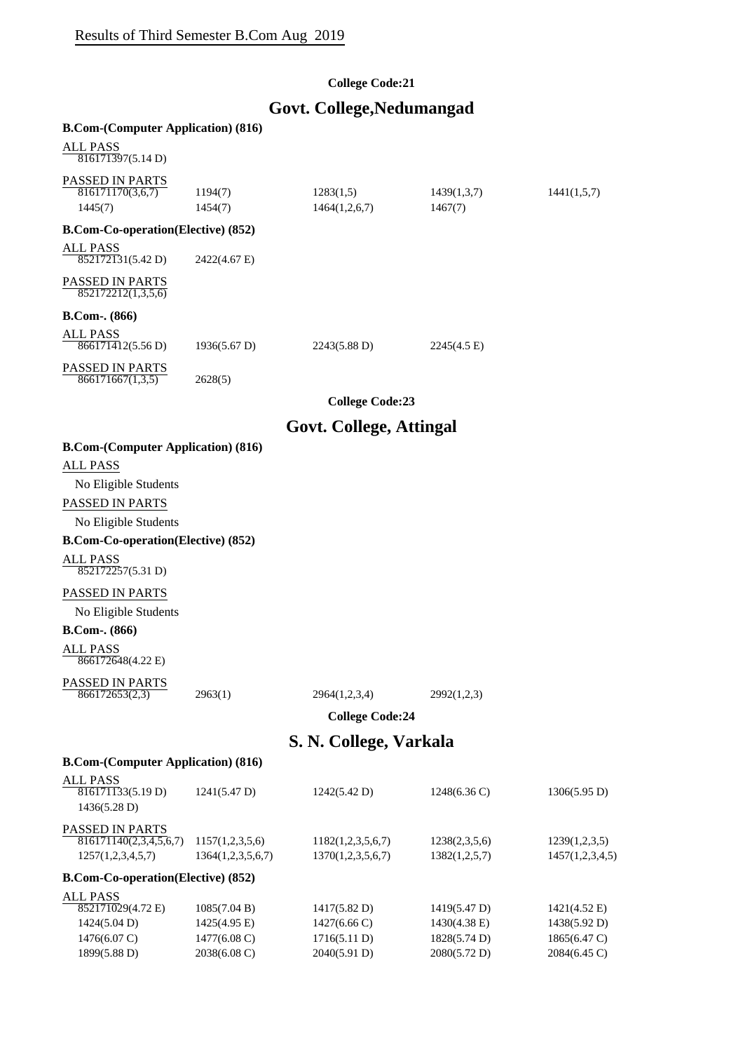Results of Third Semester B.Com Aug 2019

**College Code:21**

## Govt. College,Nedumangad

### B.Com-(Computer Application) (816)

ALL PASS

| | | | | |
|---|---|---|---|---|
| 816171397(5.14 D) | | | | |

PASSED IN PARTS

| | | | | |
|---|---|---|---|---|
| 816171170(3,6,7) | 1194(7) | 1283(1,5) | 1439(1,3,7) | 1441(1,5,7) |
| 1445(7) | 1454(7) | 1464(1,2,6,7) | 1467(7) | |

### B.Com-Co-operation(Elective) (852)

ALL PASS

| | | | | |
|---|---|---|---|---|
| 852172131(5.42 D) | 2422(4.67 E) | | | |

PASSED IN PARTS

| | | | | |
|---|---|---|---|---|
| 852172212(1,3,5,6) | | | | |

### B.Com-. (866)

ALL PASS

| | | | | |
|---|---|---|---|---|
| 866171412(5.56 D) | 1936(5.67 D) | 2243(5.88 D) | 2245(4.5 E) | |

PASSED IN PARTS

| | | | | |
|---|---|---|---|---|
| 866171667(1,3,5) | 2628(5) | | | |

**College Code:23**

## Govt. College, Attingal

### B.Com-(Computer Application) (816)

ALL PASS

No Eligible Students

PASSED IN PARTS

No Eligible Students

### B.Com-Co-operation(Elective) (852)

ALL PASS

| | | | | |
|---|---|---|---|---|
| 852172257(5.31 D) | | | | |

PASSED IN PARTS

No Eligible Students

### B.Com-. (866)

ALL PASS

| | | | | |
|---|---|---|---|---|
| 866172648(4.22 E) | | | | |

PASSED IN PARTS

| | | | | |
|---|---|---|---|---|
| 866172653(2,3) | 2963(1) | 2964(1,2,3,4) | 2992(1,2,3) | |

**College Code:24**

## S. N. College, Varkala

### B.Com-(Computer Application) (816)

ALL PASS

| | | | | |
|---|---|---|---|---|
| 816171133(5.19 D) | 1241(5.47 D) | 1242(5.42 D) | 1248(6.36 C) | 1306(5.95 D) |
| 1436(5.28 D) | | | | |

PASSED IN PARTS

| | | | | |
|---|---|---|---|---|
| 816171140(2,3,4,5,6,7) | 1157(1,2,3,5,6) | 1182(1,2,3,5,6,7) | 1238(2,3,5,6) | 1239(1,2,3,5) |
| 1257(1,2,3,4,5,7) | 1364(1,2,3,5,6,7) | 1370(1,2,3,5,6,7) | 1382(1,2,5,7) | 1457(1,2,3,4,5) |

### B.Com-Co-operation(Elective) (852)

ALL PASS

| | | | | |
|---|---|---|---|---|
| 852171029(4.72 E) | 1085(7.04 B) | 1417(5.82 D) | 1419(5.47 D) | 1421(4.52 E) |
| 1424(5.04 D) | 1425(4.95 E) | 1427(6.66 C) | 1430(4.38 E) | 1438(5.92 D) |
| 1476(6.07 C) | 1477(6.08 C) | 1716(5.11 D) | 1828(5.74 D) | 1865(6.47 C) |
| 1899(5.88 D) | 2038(6.08 C) | 2040(5.91 D) | 2080(5.72 D) | 2084(6.45 C) |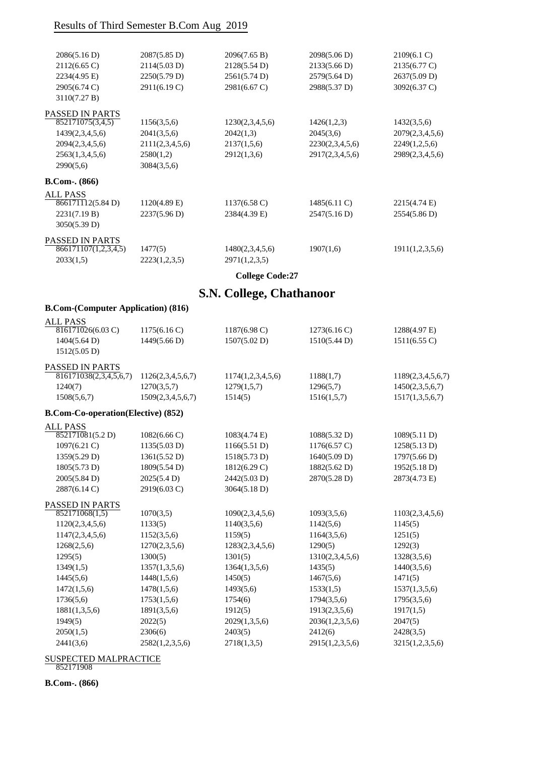Results of Third Semester B.Com Aug 2019

| | | | | |
|---|---|---|---|---|
| 2086(5.16 D) | 2087(5.85 D) | 2096(7.65 B) | 2098(5.06 D) | 2109(6.1 C) |
| 2112(6.65 C) | 2114(5.03 D) | 2128(5.54 D) | 2133(5.66 D) | 2135(6.77 C) |
| 2234(4.95 E) | 2250(5.79 D) | 2561(5.74 D) | 2579(5.64 D) | 2637(5.09 D) |
| 2905(6.74 C) | 2911(6.19 C) | 2981(6.67 C) | 2988(5.37 D) | 3092(6.37 C) |
| 3110(7.27 B) | | | | |

PASSED IN PARTS

| | | | | |
|---|---|---|---|---|
| 852171075(3,4,5) | 1156(3,5,6) | 1230(2,3,4,5,6) | 1426(1,2,3) | 1432(3,5,6) |
| 1439(2,3,4,5,6) | 2041(3,5,6) | 2042(1,3) | 2045(3,6) | 2079(2,3,4,5,6) |
| 2094(2,3,4,5,6) | 2111(2,3,4,5,6) | 2137(1,5,6) | 2230(2,3,4,5,6) | 2249(1,2,5,6) |
| 2563(1,3,4,5,6) | 2580(1,2) | 2912(1,3,6) | 2917(2,3,4,5,6) | 2989(2,3,4,5,6) |
| 2990(5,6) | 3084(3,5,6) | | | |

**B.Com-. (866)**

ALL PASS

| | | | | |
|---|---|---|---|---|
| 866171112(5.84 D) | 1120(4.89 E) | 1137(6.58 C) | 1485(6.11 C) | 2215(4.74 E) |
| 2231(7.19 B) | 2237(5.96 D) | 2384(4.39 E) | 2547(5.16 D) | 2554(5.86 D) |
| 3050(5.39 D) | | | | |

PASSED IN PARTS

| | | | | |
|---|---|---|---|---|
| 866171107(1,2,3,4,5) | 1477(5) | 1480(2,3,4,5,6) | 1907(1,6) | 1911(1,2,3,5,6) |
| 2033(1,5) | 2223(1,2,3,5) | 2971(1,2,3,5) | | |

**College Code:27**

# S.N. College, Chathanoor

**B.Com-(Computer Application) (816)**

ALL PASS

| | | | | |
|---|---|---|---|---|
| 816171026(6.03 C) | 1175(6.16 C) | 1187(6.98 C) | 1273(6.16 C) | 1288(4.97 E) |
| 1404(5.64 D) | 1449(5.66 D) | 1507(5.02 D) | 1510(5.44 D) | 1511(6.55 C) |
| 1512(5.05 D) | | | | |

PASSED IN PARTS

| | | | | |
|---|---|---|---|---|
| 816171038(2,3,4,5,6,7) | 1126(2,3,4,5,6,7) | 1174(1,2,3,4,5,6) | 1188(1,7) | 1189(2,3,4,5,6,7) |
| 1240(7) | 1270(3,5,7) | 1279(1,5,7) | 1296(5,7) | 1450(2,3,5,6,7) |
| 1508(5,6,7) | 1509(2,3,4,5,6,7) | 1514(5) | 1516(1,5,7) | 1517(1,3,5,6,7) |

**B.Com-Co-operation(Elective) (852)**

ALL PASS

| | | | | |
|---|---|---|---|---|
| 852171081(5.2 D) | 1082(6.66 C) | 1083(4.74 E) | 1088(5.32 D) | 1089(5.11 D) |
| 1097(6.21 C) | 1135(5.03 D) | 1166(5.51 D) | 1176(6.57 C) | 1258(5.13 D) |
| 1359(5.29 D) | 1361(5.52 D) | 1518(5.73 D) | 1640(5.09 D) | 1797(5.66 D) |
| 1805(5.73 D) | 1809(5.54 D) | 1812(6.29 C) | 1882(5.62 D) | 1952(5.18 D) |
| 2005(5.84 D) | 2025(5.4 D) | 2442(5.03 D) | 2870(5.28 D) | 2873(4.73 E) |
| 2887(6.14 C) | 2919(6.03 C) | 3064(5.18 D) | | |

PASSED IN PARTS

| | | | | |
|---|---|---|---|---|
| 852171068(1,5) | 1070(3,5) | 1090(2,3,4,5,6) | 1093(3,5,6) | 1103(2,3,4,5,6) |
| 1120(2,3,4,5,6) | 1133(5) | 1140(3,5,6) | 1142(5,6) | 1145(5) |
| 1147(2,3,4,5,6) | 1152(3,5,6) | 1159(5) | 1164(3,5,6) | 1251(5) |
| 1268(2,5,6) | 1270(2,3,5,6) | 1283(2,3,4,5,6) | 1290(5) | 1292(3) |
| 1295(5) | 1300(5) | 1301(5) | 1310(2,3,4,5,6) | 1328(3,5,6) |
| 1349(1,5) | 1357(1,3,5,6) | 1364(1,3,5,6) | 1435(5) | 1440(3,5,6) |
| 1445(5,6) | 1448(1,5,6) | 1450(5) | 1467(5,6) | 1471(5) |
| 1472(1,5,6) | 1478(1,5,6) | 1493(5,6) | 1533(1,5) | 1537(1,3,5,6) |
| 1736(5,6) | 1753(1,5,6) | 1754(6) | 1794(3,5,6) | 1795(3,5,6) |
| 1881(1,3,5,6) | 1891(3,5,6) | 1912(5) | 1913(2,3,5,6) | 1917(1,5) |
| 1949(5) | 2022(5) | 2029(1,3,5,6) | 2036(1,2,3,5,6) | 2047(5) |
| 2050(1,5) | 2306(6) | 2403(5) | 2412(6) | 2428(3,5) |
| 2441(3,6) | 2582(1,2,3,5,6) | 2718(1,3,5) | 2915(1,2,3,5,6) | 3215(1,2,3,5,6) |

SUSPECTED MALPRACTICE

852171908

**B.Com-. (866)**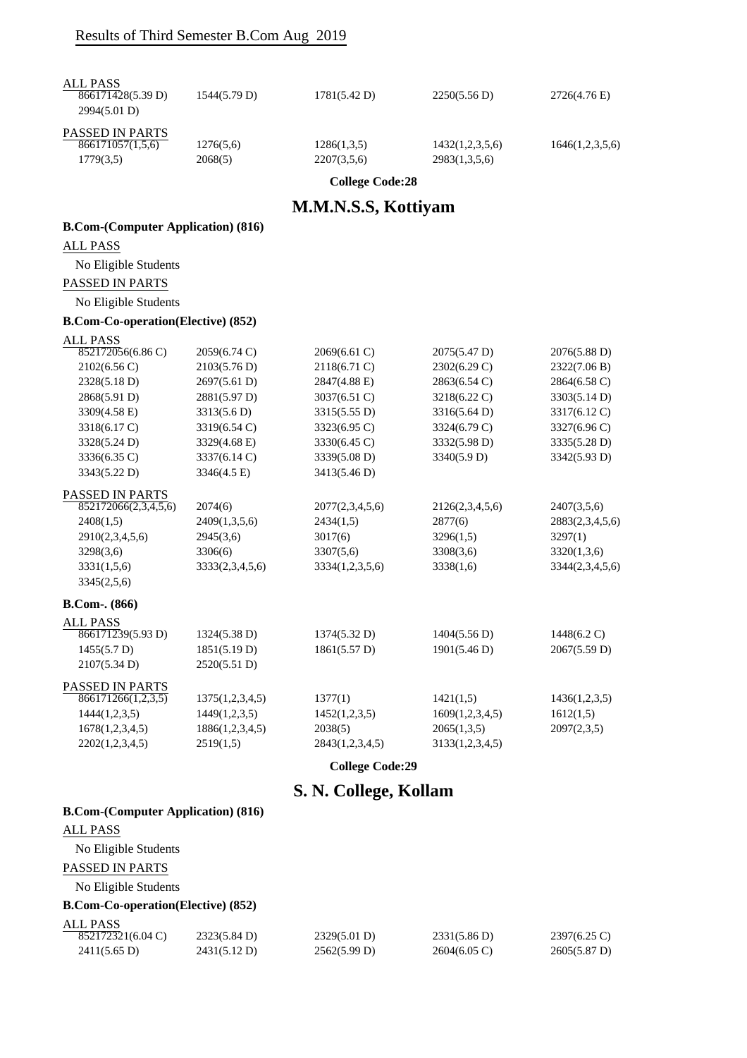Results of Third Semester B.Com Aug 2019

ALL PASS

| | | | | |
|---|---|---|---|---|
| 866171428(5.39 D) | 1544(5.79 D) | 1781(5.42 D) | 2250(5.56 D) | 2726(4.76 E) |
| 2994(5.01 D) | | | | |

PASSED IN PARTS

| | | | | |
|---|---|---|---|---|
| 866171057(1,5,6) | 1276(5,6) | 1286(1,3,5) | 1432(1,2,3,5,6) | 1646(1,2,3,5,6) |
| 1779(3,5) | 2068(5) | 2207(3,5,6) | 2983(1,3,5,6) | |

**College Code:28**

## M.M.N.S.S, Kottiyam

**B.Com-(Computer Application) (816)**

ALL PASS

No Eligible Students

PASSED IN PARTS

No Eligible Students

**B.Com-Co-operation(Elective) (852)**

ALL PASS

| | | | | |
|---|---|---|---|---|
| 852172056(6.86 C) | 2059(6.74 C) | 2069(6.61 C) | 2075(5.47 D) | 2076(5.88 D) |
| 2102(6.56 C) | 2103(5.76 D) | 2118(6.71 C) | 2302(6.29 C) | 2322(7.06 B) |
| 2328(5.18 D) | 2697(5.61 D) | 2847(4.88 E) | 2863(6.54 C) | 2864(6.58 C) |
| 2868(5.91 D) | 2881(5.97 D) | 3037(6.51 C) | 3218(6.22 C) | 3303(5.14 D) |
| 3309(4.58 E) | 3313(5.6 D) | 3315(5.55 D) | 3316(5.64 D) | 3317(6.12 C) |
| 3318(6.17 C) | 3319(6.54 C) | 3323(6.95 C) | 3324(6.79 C) | 3327(6.96 C) |
| 3328(5.24 D) | 3329(4.68 E) | 3330(6.45 C) | 3332(5.98 D) | 3335(5.28 D) |
| 3336(6.35 C) | 3337(6.14 C) | 3339(5.08 D) | 3340(5.9 D) | 3342(5.93 D) |
| 3343(5.22 D) | 3346(4.5 E) | 3413(5.46 D) | | |

PASSED IN PARTS

| | | | | |
|---|---|---|---|---|
| 852172066(2,3,4,5,6) | 2074(6) | 2077(2,3,4,5,6) | 2126(2,3,4,5,6) | 2407(3,5,6) |
| 2408(1,5) | 2409(1,3,5,6) | 2434(1,5) | 2877(6) | 2883(2,3,4,5,6) |
| 2910(2,3,4,5,6) | 2945(3,6) | 3017(6) | 3296(1,5) | 3297(1) |
| 3298(3,6) | 3306(6) | 3307(5,6) | 3308(3,6) | 3320(1,3,6) |
| 3331(1,5,6) | 3333(2,3,4,5,6) | 3334(1,2,3,5,6) | 3338(1,6) | 3344(2,3,4,5,6) |
| 3345(2,5,6) | | | | |

**B.Com-. (866)**

ALL PASS

| | | | | |
|---|---|---|---|---|
| 866171239(5.93 D) | 1324(5.38 D) | 1374(5.32 D) | 1404(5.56 D) | 1448(6.2 C) |
| 1455(5.7 D) | 1851(5.19 D) | 1861(5.57 D) | 1901(5.46 D) | 2067(5.59 D) |
| 2107(5.34 D) | 2520(5.51 D) | | | |

PASSED IN PARTS

| | | | | |
|---|---|---|---|---|
| 866171266(1,2,3,5) | 1375(1,2,3,4,5) | 1377(1) | 1421(1,5) | 1436(1,2,3,5) |
| 1444(1,2,3,5) | 1449(1,2,3,5) | 1452(1,2,3,5) | 1609(1,2,3,4,5) | 1612(1,5) |
| 1678(1,2,3,4,5) | 1886(1,2,3,4,5) | 2038(5) | 2065(1,3,5) | 2097(2,3,5) |
| 2202(1,2,3,4,5) | 2519(1,5) | 2843(1,2,3,4,5) | 3133(1,2,3,4,5) | |

**College Code:29**

## S. N. College, Kollam

**B.Com-(Computer Application) (816)**

ALL PASS

No Eligible Students

PASSED IN PARTS

No Eligible Students

**B.Com-Co-operation(Elective) (852)**

ALL PASS

| | | | | |
|---|---|---|---|---|
| 852172321(6.04 C) | 2323(5.84 D) | 2329(5.01 D) | 2331(5.86 D) | 2397(6.25 C) |
| 2411(5.65 D) | 2431(5.12 D) | 2562(5.99 D) | 2604(6.05 C) | 2605(5.87 D) |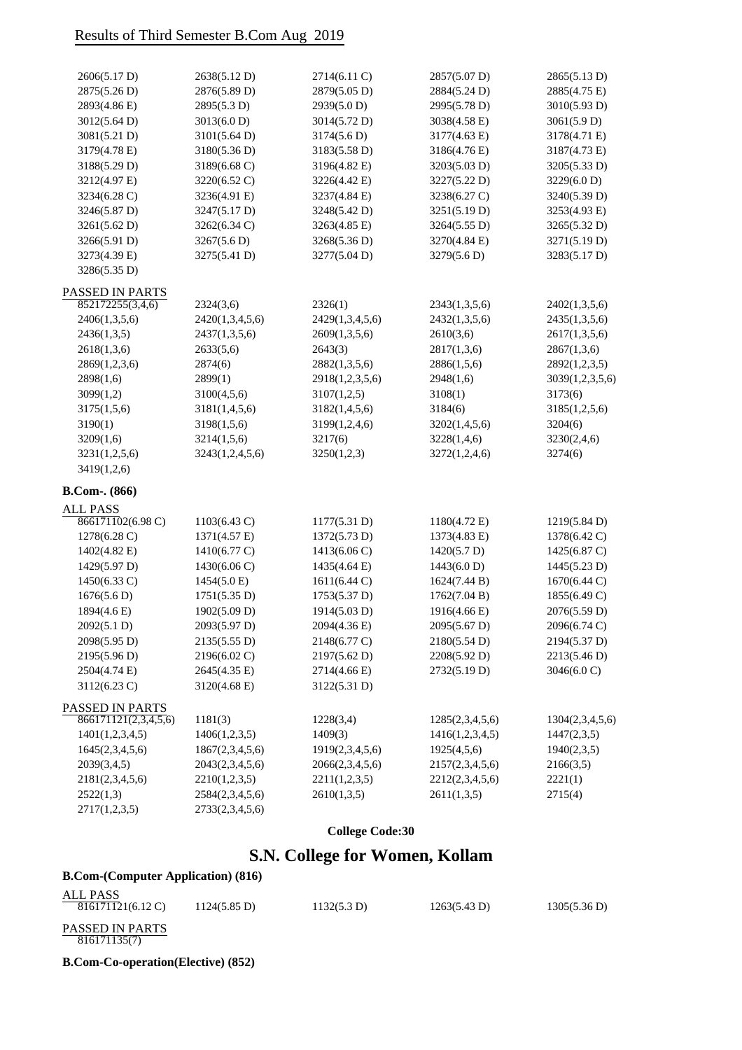## Results of Third Semester B.Com Aug 2019

| | | | | |
|---|---|---|---|---|
| 2606(5.17 D) | 2638(5.12 D) | 2714(6.11 C) | 2857(5.07 D) | 2865(5.13 D) |
| 2875(5.26 D) | 2876(5.89 D) | 2879(5.05 D) | 2884(5.24 D) | 2885(4.75 E) |
| 2893(4.86 E) | 2895(5.3 D) | 2939(5.0 D) | 2995(5.78 D) | 3010(5.93 D) |
| 3012(5.64 D) | 3013(6.0 D) | 3014(5.72 D) | 3038(4.58 E) | 3061(5.9 D) |
| 3081(5.21 D) | 3101(5.64 D) | 3174(5.6 D) | 3177(4.63 E) | 3178(4.71 E) |
| 3179(4.78 E) | 3180(5.36 D) | 3183(5.58 D) | 3186(4.76 E) | 3187(4.73 E) |
| 3188(5.29 D) | 3189(6.68 C) | 3196(4.82 E) | 3203(5.03 D) | 3205(5.33 D) |
| 3212(4.97 E) | 3220(6.52 C) | 3226(4.42 E) | 3227(5.22 D) | 3229(6.0 D) |
| 3234(6.28 C) | 3236(4.91 E) | 3237(4.84 E) | 3238(6.27 C) | 3240(5.39 D) |
| 3246(5.87 D) | 3247(5.17 D) | 3248(5.42 D) | 3251(5.19 D) | 3253(4.93 E) |
| 3261(5.62 D) | 3262(6.34 C) | 3263(4.85 E) | 3264(5.55 D) | 3265(5.32 D) |
| 3266(5.91 D) | 3267(5.6 D) | 3268(5.36 D) | 3270(4.84 E) | 3271(5.19 D) |
| 3273(4.39 E) | 3275(5.41 D) | 3277(5.04 D) | 3279(5.6 D) | 3283(5.17 D) |
| 3286(5.35 D) | | | | |

PASSED IN PARTS

| | | | | |
|---|---|---|---|---|
| 852172255(3,4,6) | 2324(3,6) | 2326(1) | 2343(1,3,5,6) | 2402(1,3,5,6) |
| 2406(1,3,5,6) | 2420(1,3,4,5,6) | 2429(1,3,4,5,6) | 2432(1,3,5,6) | 2435(1,3,5,6) |
| 2436(1,3,5) | 2437(1,3,5,6) | 2609(1,3,5,6) | 2610(3,6) | 2617(1,3,5,6) |
| 2618(1,3,6) | 2633(5,6) | 2643(3) | 2817(1,3,6) | 2867(1,3,6) |
| 2869(1,2,3,6) | 2874(6) | 2882(1,3,5,6) | 2886(1,5,6) | 2892(1,2,3,5) |
| 2898(1,6) | 2899(1) | 2918(1,2,3,5,6) | 2948(1,6) | 3039(1,2,3,5,6) |
| 3099(1,2) | 3100(4,5,6) | 3107(1,2,5) | 3108(1) | 3173(6) |
| 3175(1,5,6) | 3181(1,4,5,6) | 3182(1,4,5,6) | 3184(6) | 3185(1,2,5,6) |
| 3190(1) | 3198(1,5,6) | 3199(1,2,4,6) | 3202(1,4,5,6) | 3204(6) |
| 3209(1,6) | 3214(1,5,6) | 3217(6) | 3228(1,4,6) | 3230(2,4,6) |
| 3231(1,2,5,6) | 3243(1,2,4,5,6) | 3250(1,2,3) | 3272(1,2,4,6) | 3274(6) |
| 3419(1,2,6) | | | | |

**B.Com-. (866)**

ALL PASS

| | | | | |
|---|---|---|---|---|
| 866171102(6.98 C) | 1103(6.43 C) | 1177(5.31 D) | 1180(4.72 E) | 1219(5.84 D) |
| 1278(6.28 C) | 1371(4.57 E) | 1372(5.73 D) | 1373(4.83 E) | 1378(6.42 C) |
| 1402(4.82 E) | 1410(6.77 C) | 1413(6.06 C) | 1420(5.7 D) | 1425(6.87 C) |
| 1429(5.97 D) | 1430(6.06 C) | 1435(4.64 E) | 1443(6.0 D) | 1445(5.23 D) |
| 1450(6.33 C) | 1454(5.0 E) | 1611(6.44 C) | 1624(7.44 B) | 1670(6.44 C) |
| 1676(5.6 D) | 1751(5.35 D) | 1753(5.37 D) | 1762(7.04 B) | 1855(6.49 C) |
| 1894(4.6 E) | 1902(5.09 D) | 1914(5.03 D) | 1916(4.66 E) | 2076(5.59 D) |
| 2092(5.1 D) | 2093(5.97 D) | 2094(4.36 E) | 2095(5.67 D) | 2096(6.74 C) |
| 2098(5.95 D) | 2135(5.55 D) | 2148(6.77 C) | 2180(5.54 D) | 2194(5.37 D) |
| 2195(5.96 D) | 2196(6.02 C) | 2197(5.62 D) | 2208(5.92 D) | 2213(5.46 D) |
| 2504(4.74 E) | 2645(4.35 E) | 2714(4.66 E) | 2732(5.19 D) | 3046(6.0 C) |
| 3112(6.23 C) | 3120(4.68 E) | 3122(5.31 D) | | |

PASSED IN PARTS

| | | | | |
|---|---|---|---|---|
| 866171121(2,3,4,5,6) | 1181(3) | 1228(3,4) | 1285(2,3,4,5,6) | 1304(2,3,4,5,6) |
| 1401(1,2,3,4,5) | 1406(1,2,3,5) | 1409(3) | 1416(1,2,3,4,5) | 1447(2,3,5) |
| 1645(2,3,4,5,6) | 1867(2,3,4,5,6) | 1919(2,3,4,5,6) | 1925(4,5,6) | 1940(2,3,5) |
| 2039(3,4,5) | 2043(2,3,4,5,6) | 2066(2,3,4,5,6) | 2157(2,3,4,5,6) | 2166(3,5) |
| 2181(2,3,4,5,6) | 2210(1,2,3,5) | 2211(1,2,3,5) | 2212(2,3,4,5,6) | 2221(1) |
| 2522(1,3) | 2584(2,3,4,5,6) | 2610(1,3,5) | 2611(1,3,5) | 2715(4) |
| 2717(1,2,3,5) | 2733(2,3,4,5,6) | | | |

**College Code:30**

# S.N. College for Women, Kollam

**B.Com-(Computer Application) (816)**

ALL PASS

| | | | | |
|---|---|---|---|---|
| 816171121(6.12 C) | 1124(5.85 D) | 1132(5.3 D) | 1263(5.43 D) | 1305(5.36 D) |

PASSED IN PARTS

816171135(7)

**B.Com-Co-operation(Elective) (852)**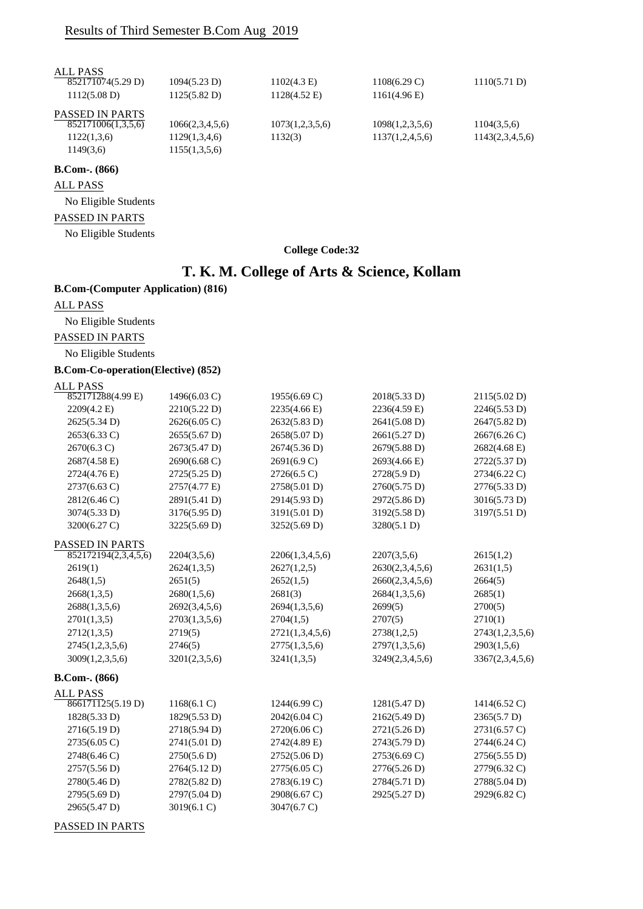# Results of Third Semester B.Com Aug 2019

ALL PASS

| | | | | |
|---|---|---|---|---|
| 852171074(5.29 D) | 1094(5.23 D) | 1102(4.3 E) | 1108(6.29 C) | 1110(5.71 D) |
| 1112(5.08 D) | 1125(5.82 D) | 1128(4.52 E) | 1161(4.96 E) | |

PASSED IN PARTS

| | | | | |
|---|---|---|---|---|
| 852171006(1,3,5,6) | 1066(2,3,4,5,6) | 1073(1,2,3,5,6) | 1098(1,2,3,5,6) | 1104(3,5,6) |
| 1122(1,3,6) | 1129(1,3,4,6) | 1132(3) | 1137(1,2,4,5,6) | 1143(2,3,4,5,6) |
| 1149(3,6) | 1155(1,3,5,6) | | | |

**B.Com-. (866)**

ALL PASS

No Eligible Students

PASSED IN PARTS

No Eligible Students

**College Code:32**

## T. K. M. College of Arts & Science, Kollam

**B.Com-(Computer Application) (816)**

ALL PASS

No Eligible Students

PASSED IN PARTS

No Eligible Students

**B.Com-Co-operation(Elective) (852)**

ALL PASS

| | | | | |
|---|---|---|---|---|
| 852171288(4.99 E) | 1496(6.03 C) | 1955(6.69 C) | 2018(5.33 D) | 2115(5.02 D) |
| 2209(4.2 E) | 2210(5.22 D) | 2235(4.66 E) | 2236(4.59 E) | 2246(5.53 D) |
| 2625(5.34 D) | 2626(6.05 C) | 2632(5.83 D) | 2641(5.08 D) | 2647(5.82 D) |
| 2653(6.33 C) | 2655(5.67 D) | 2658(5.07 D) | 2661(5.27 D) | 2667(6.26 C) |
| 2670(6.3 C) | 2673(5.47 D) | 2674(5.36 D) | 2679(5.88 D) | 2682(4.68 E) |
| 2687(4.58 E) | 2690(6.68 C) | 2691(6.9 C) | 2693(4.66 E) | 2722(5.37 D) |
| 2724(4.76 E) | 2725(5.25 D) | 2726(6.5 C) | 2728(5.9 D) | 2734(6.22 C) |
| 2737(6.63 C) | 2757(4.77 E) | 2758(5.01 D) | 2760(5.75 D) | 2776(5.33 D) |
| 2812(6.46 C) | 2891(5.41 D) | 2914(5.93 D) | 2972(5.86 D) | 3016(5.73 D) |
| 3074(5.33 D) | 3176(5.95 D) | 3191(5.01 D) | 3192(5.58 D) | 3197(5.51 D) |
| 3200(6.27 C) | 3225(5.69 D) | 3252(5.69 D) | 3280(5.1 D) | |

PASSED IN PARTS

| | | | | |
|---|---|---|---|---|
| 852172194(2,3,4,5,6) | 2204(3,5,6) | 2206(1,3,4,5,6) | 2207(3,5,6) | 2615(1,2) |
| 2619(1) | 2624(1,3,5) | 2627(1,2,5) | 2630(2,3,4,5,6) | 2631(1,5) |
| 2648(1,5) | 2651(5) | 2652(1,5) | 2660(2,3,4,5,6) | 2664(5) |
| 2668(1,3,5) | 2680(1,5,6) | 2681(3) | 2684(1,3,5,6) | 2685(1) |
| 2688(1,3,5,6) | 2692(3,4,5,6) | 2694(1,3,5,6) | 2699(5) | 2700(5) |
| 2701(1,3,5) | 2703(1,3,5,6) | 2704(1,5) | 2707(5) | 2710(1) |
| 2712(1,3,5) | 2719(5) | 2721(1,3,4,5,6) | 2738(1,2,5) | 2743(1,2,3,5,6) |
| 2745(1,2,3,5,6) | 2746(5) | 2775(1,3,5,6) | 2797(1,3,5,6) | 2903(1,5,6) |
| 3009(1,2,3,5,6) | 3201(2,3,5,6) | 3241(1,3,5) | 3249(2,3,4,5,6) | 3367(2,3,4,5,6) |

**B.Com-. (866)**

ALL PASS

| | | | | |
|---|---|---|---|---|
| 866171125(5.19 D) | 1168(6.1 C) | 1244(6.99 C) | 1281(5.47 D) | 1414(6.52 C) |
| 1828(5.33 D) | 1829(5.53 D) | 2042(6.04 C) | 2162(5.49 D) | 2365(5.7 D) |
| 2716(5.19 D) | 2718(5.94 D) | 2720(6.06 C) | 2721(5.26 D) | 2731(6.57 C) |
| 2735(6.05 C) | 2741(5.01 D) | 2742(4.89 E) | 2743(5.79 D) | 2744(6.24 C) |
| 2748(6.46 C) | 2750(5.6 D) | 2752(5.06 D) | 2753(6.69 C) | 2756(5.55 D) |
| 2757(5.56 D) | 2764(5.12 D) | 2775(6.05 C) | 2776(5.26 D) | 2779(6.32 C) |
| 2780(5.46 D) | 2782(5.82 D) | 2783(6.19 C) | 2784(5.71 D) | 2788(5.04 D) |
| 2795(5.69 D) | 2797(5.04 D) | 2908(6.67 C) | 2925(5.27 D) | 2929(6.82 C) |
| 2965(5.47 D) | 3019(6.1 C) | 3047(6.7 C) | | |

PASSED IN PARTS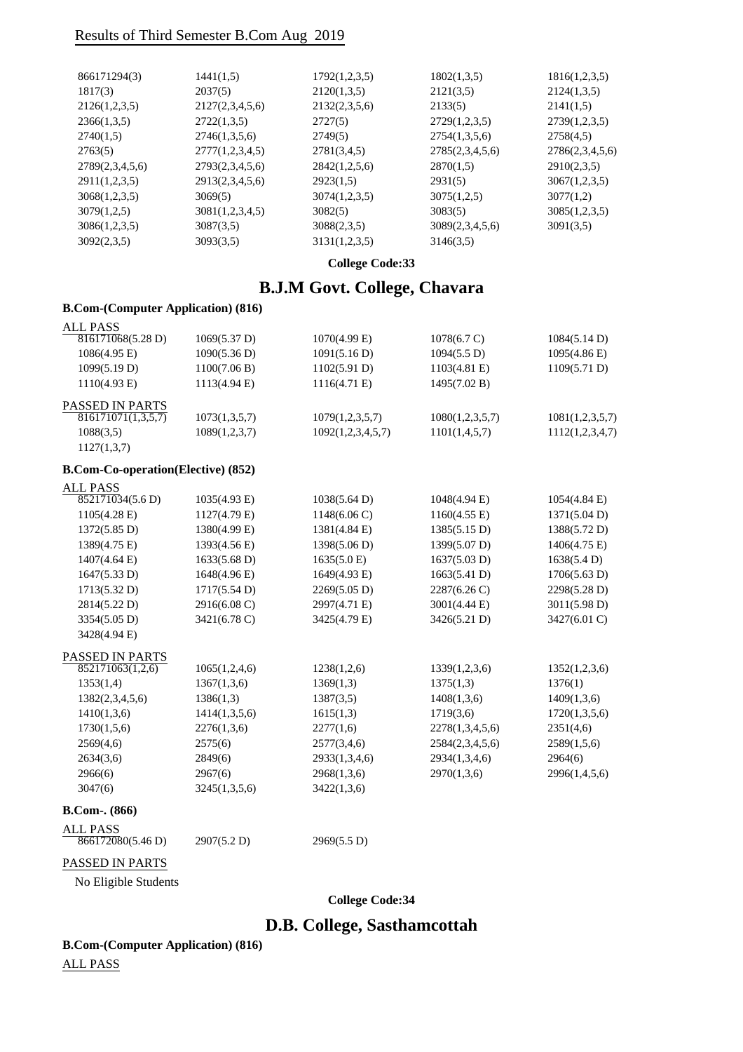Results of Third Semester B.Com Aug 2019

| | | | | |
|---|---|---|---|---|
| 866171294(3) | 1441(1,5) | 1792(1,2,3,5) | 1802(1,3,5) | 1816(1,2,3,5) |
| 1817(3) | 2037(5) | 2120(1,3,5) | 2121(3,5) | 2124(1,3,5) |
| 2126(1,2,3,5) | 2127(2,3,4,5,6) | 2132(2,3,5,6) | 2133(5) | 2141(1,5) |
| 2366(1,3,5) | 2722(1,3,5) | 2727(5) | 2729(1,2,3,5) | 2739(1,2,3,5) |
| 2740(1,5) | 2746(1,3,5,6) | 2749(5) | 2754(1,3,5,6) | 2758(4,5) |
| 2763(5) | 2777(1,2,3,4,5) | 2781(3,4,5) | 2785(2,3,4,5,6) | 2786(2,3,4,5,6) |
| 2789(2,3,4,5,6) | 2793(2,3,4,5,6) | 2842(1,2,5,6) | 2870(1,5) | 2910(2,3,5) |
| 2911(1,2,3,5) | 2913(2,3,4,5,6) | 2923(1,5) | 2931(5) | 3067(1,2,3,5) |
| 3068(1,2,3,5) | 3069(5) | 3074(1,2,3,5) | 3075(1,2,5) | 3077(1,2) |
| 3079(1,2,5) | 3081(1,2,3,4,5) | 3082(5) | 3083(5) | 3085(1,2,3,5) |
| 3086(1,2,3,5) | 3087(3,5) | 3088(2,3,5) | 3089(2,3,4,5,6) | 3091(3,5) |
| 3092(2,3,5) | 3093(3,5) | 3131(1,2,3,5) | 3146(3,5) | |

**College Code:33**

## B.J.M Govt. College, Chavara

### B.Com-(Computer Application) (816)

ALL PASS

| | | | | |
|---|---|---|---|---|
| 816171068(5.28 D) | 1069(5.37 D) | 1070(4.99 E) | 1078(6.7 C) | 1084(5.14 D) |
| 1086(4.95 E) | 1090(5.36 D) | 1091(5.16 D) | 1094(5.5 D) | 1095(4.86 E) |
| 1099(5.19 D) | 1100(7.06 B) | 1102(5.91 D) | 1103(4.81 E) | 1109(5.71 D) |
| 1110(4.93 E) | 1113(4.94 E) | 1116(4.71 E) | 1495(7.02 B) | |

PASSED IN PARTS

| | | | | |
|---|---|---|---|---|
| 816171071(1,3,5,7) | 1073(1,3,5,7) | 1079(1,2,3,5,7) | 1080(1,2,3,5,7) | 1081(1,2,3,5,7) |
| 1088(3,5) | 1089(1,2,3,7) | 1092(1,2,3,4,5,7) | 1101(1,4,5,7) | 1112(1,2,3,4,7) |
| 1127(1,3,7) | | | | |

### B.Com-Co-operation(Elective) (852)

ALL PASS

| | | | | |
|---|---|---|---|---|
| 852171034(5.6 D) | 1035(4.93 E) | 1038(5.64 D) | 1048(4.94 E) | 1054(4.84 E) |
| 1105(4.28 E) | 1127(4.79 E) | 1148(6.06 C) | 1160(4.55 E) | 1371(5.04 D) |
| 1372(5.85 D) | 1380(4.99 E) | 1381(4.84 E) | 1385(5.15 D) | 1388(5.72 D) |
| 1389(4.75 E) | 1393(4.56 E) | 1398(5.06 D) | 1399(5.07 D) | 1406(4.75 E) |
| 1407(4.64 E) | 1633(5.68 D) | 1635(5.0 E) | 1637(5.03 D) | 1638(5.4 D) |
| 1647(5.33 D) | 1648(4.96 E) | 1649(4.93 E) | 1663(5.41 D) | 1706(5.63 D) |
| 1713(5.32 D) | 1717(5.54 D) | 2269(5.05 D) | 2287(6.26 C) | 2298(5.28 D) |
| 2814(5.22 D) | 2916(6.08 C) | 2997(4.71 E) | 3001(4.44 E) | 3011(5.98 D) |
| 3354(5.05 D) | 3421(6.78 C) | 3425(4.79 E) | 3426(5.21 D) | 3427(6.01 C) |
| 3428(4.94 E) | | | | |

PASSED IN PARTS

| | | | | |
|---|---|---|---|---|
| 852171063(1,2,6) | 1065(1,2,4,6) | 1238(1,2,6) | 1339(1,2,3,6) | 1352(1,2,3,6) |
| 1353(1,4) | 1367(1,3,6) | 1369(1,3) | 1375(1,3) | 1376(1) |
| 1382(2,3,4,5,6) | 1386(1,3) | 1387(3,5) | 1408(1,3,6) | 1409(1,3,6) |
| 1410(1,3,6) | 1414(1,3,5,6) | 1615(1,3) | 1719(3,6) | 1720(1,3,5,6) |
| 1730(1,5,6) | 2276(1,3,6) | 2277(1,6) | 2278(1,3,4,5,6) | 2351(4,6) |
| 2569(4,6) | 2575(6) | 2577(3,4,6) | 2584(2,3,4,5,6) | 2589(1,5,6) |
| 2634(3,6) | 2849(6) | 2933(1,3,4,6) | 2934(1,3,4,6) | 2964(6) |
| 2966(6) | 2967(6) | 2968(1,3,6) | 2970(1,3,6) | 2996(1,4,5,6) |
| 3047(6) | 3245(1,3,5,6) | 3422(1,3,6) | | |

### B.Com-. (866)

ALL PASS

| | | |
|---|---|---|
| 866172080(5.46 D) | 2907(5.2 D) | 2969(5.5 D) |

PASSED IN PARTS

No Eligible Students

**College Code:34**

## D.B. College, Sasthamcottah

### B.Com-(Computer Application) (816)

ALL PASS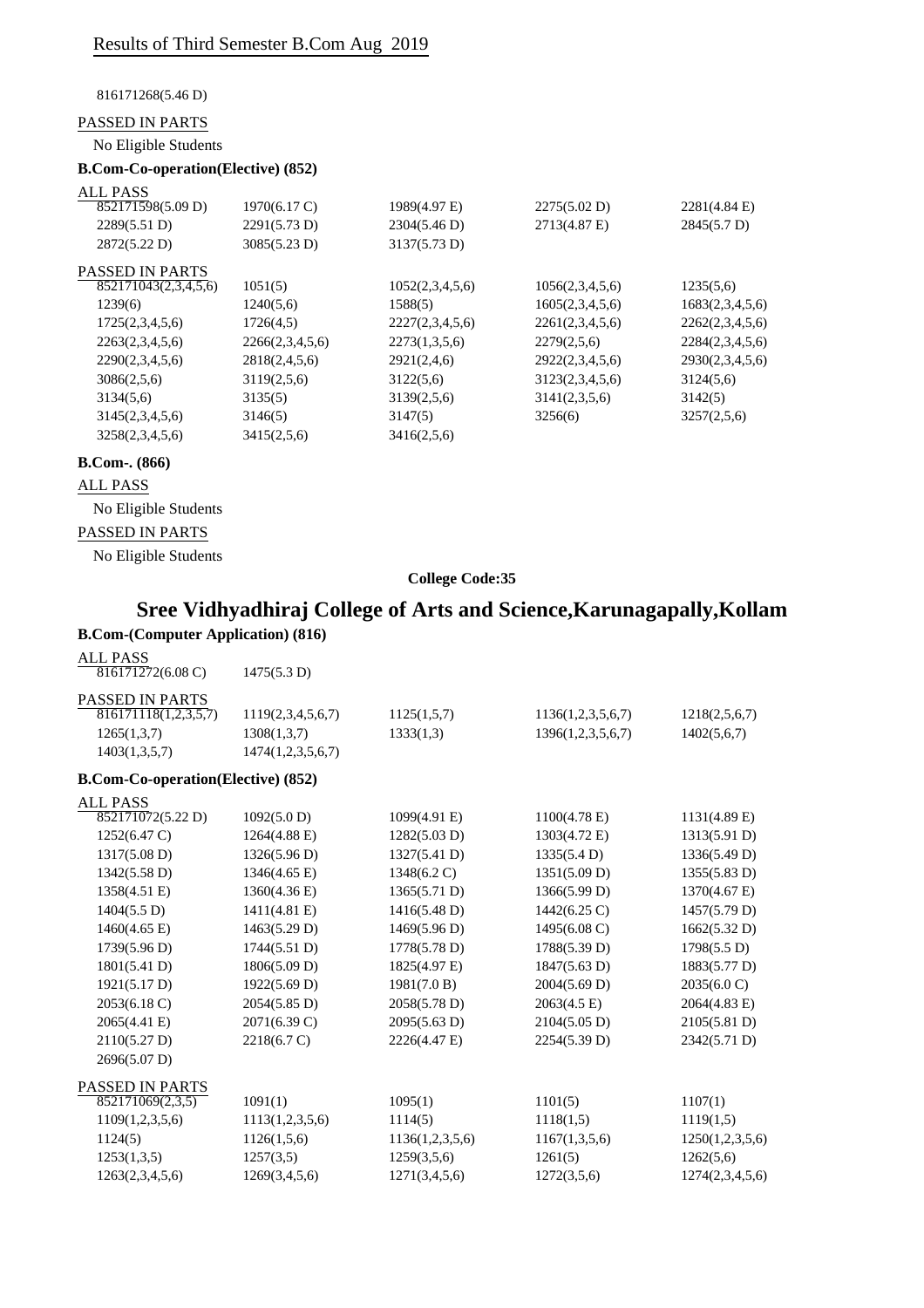816171268(5.46 D)

PASSED IN PARTS

No Eligible Students

**B.Com-Co-operation(Elective) (852)**

ALL PASS

| | | | | |
|---|---|---|---|---|
| 852171598(5.09 D) | 1970(6.17 C) | 1989(4.97 E) | 2275(5.02 D) | 2281(4.84 E) |
| 2289(5.51 D) | 2291(5.73 D) | 2304(5.46 D) | 2713(4.87 E) | 2845(5.7 D) |
| 2872(5.22 D) | 3085(5.23 D) | 3137(5.73 D) | | |

PASSED IN PARTS

| | | | | |
|---|---|---|---|---|
| 852171043(2,3,4,5,6) | 1051(5) | 1052(2,3,4,5,6) | 1056(2,3,4,5,6) | 1235(5,6) |
| 1239(6) | 1240(5,6) | 1588(5) | 1605(2,3,4,5,6) | 1683(2,3,4,5,6) |
| 1725(2,3,4,5,6) | 1726(4,5) | 2227(2,3,4,5,6) | 2261(2,3,4,5,6) | 2262(2,3,4,5,6) |
| 2263(2,3,4,5,6) | 2266(2,3,4,5,6) | 2273(1,3,5,6) | 2279(2,5,6) | 2284(2,3,4,5,6) |
| 2290(2,3,4,5,6) | 2818(2,4,5,6) | 2921(2,4,6) | 2922(2,3,4,5,6) | 2930(2,3,4,5,6) |
| 3086(2,5,6) | 3119(2,5,6) | 3122(5,6) | 3123(2,3,4,5,6) | 3124(5,6) |
| 3134(5,6) | 3135(5) | 3139(2,5,6) | 3141(2,3,5,6) | 3142(5) |
| 3145(2,3,4,5,6) | 3146(5) | 3147(5) | 3256(6) | 3257(2,5,6) |
| 3258(2,3,4,5,6) | 3415(2,5,6) | 3416(2,5,6) | | |

**B.Com-. (866)**

ALL PASS

No Eligible Students

PASSED IN PARTS

No Eligible Students

**College Code:35**

# Sree Vidhyadhiraj College of Arts and Science,Karunagapally,Kollam

**B.Com-(Computer Application) (816)**

ALL PASS

| | |
|---|---|
| 816171272(6.08 C) | 1475(5.3 D) |

PASSED IN PARTS

| | | | | |
|---|---|---|---|---|
| 816171118(1,2,3,5,7) | 1119(2,3,4,5,6,7) | 1125(1,5,7) | 1136(1,2,3,5,6,7) | 1218(2,5,6,7) |
| 1265(1,3,7) | 1308(1,3,7) | 1333(1,3) | 1396(1,2,3,5,6,7) | 1402(5,6,7) |
| 1403(1,3,5,7) | 1474(1,2,3,5,6,7) | | | |

**B.Com-Co-operation(Elective) (852)**

ALL PASS

| | | | | |
|---|---|---|---|---|
| 852171072(5.22 D) | 1092(5.0 D) | 1099(4.91 E) | 1100(4.78 E) | 1131(4.89 E) |
| 1252(6.47 C) | 1264(4.88 E) | 1282(5.03 D) | 1303(4.72 E) | 1313(5.91 D) |
| 1317(5.08 D) | 1326(5.96 D) | 1327(5.41 D) | 1335(5.4 D) | 1336(5.49 D) |
| 1342(5.58 D) | 1346(4.65 E) | 1348(6.2 C) | 1351(5.09 D) | 1355(5.83 D) |
| 1358(4.51 E) | 1360(4.36 E) | 1365(5.71 D) | 1366(5.99 D) | 1370(4.67 E) |
| 1404(5.5 D) | 1411(4.81 E) | 1416(5.48 D) | 1442(6.25 C) | 1457(5.79 D) |
| 1460(4.65 E) | 1463(5.29 D) | 1469(5.96 D) | 1495(6.08 C) | 1662(5.32 D) |
| 1739(5.96 D) | 1744(5.51 D) | 1778(5.78 D) | 1788(5.39 D) | 1798(5.5 D) |
| 1801(5.41 D) | 1806(5.09 D) | 1825(4.97 E) | 1847(5.63 D) | 1883(5.77 D) |
| 1921(5.17 D) | 1922(5.69 D) | 1981(7.0 B) | 2004(5.69 D) | 2035(6.0 C) |
| 2053(6.18 C) | 2054(5.85 D) | 2058(5.78 D) | 2063(4.5 E) | 2064(4.83 E) |
| 2065(4.41 E) | 2071(6.39 C) | 2095(5.63 D) | 2104(5.05 D) | 2105(5.81 D) |
| 2110(5.27 D) | 2218(6.7 C) | 2226(4.47 E) | 2254(5.39 D) | 2342(5.71 D) |
| 2696(5.07 D) | | | | |

PASSED IN PARTS

| | | | | |
|---|---|---|---|---|
| 852171069(2,3,5) | 1091(1) | 1095(1) | 1101(5) | 1107(1) |
| 1109(1,2,3,5,6) | 1113(1,2,3,5,6) | 1114(5) | 1118(1,5) | 1119(1,5) |
| 1124(5) | 1126(1,5,6) | 1136(1,2,3,5,6) | 1167(1,3,5,6) | 1250(1,2,3,5,6) |
| 1253(1,3,5) | 1257(3,5) | 1259(3,5,6) | 1261(5) | 1262(5,6) |
| 1263(2,3,4,5,6) | 1269(3,4,5,6) | 1271(3,4,5,6) | 1272(3,5,6) | 1274(2,3,4,5,6) |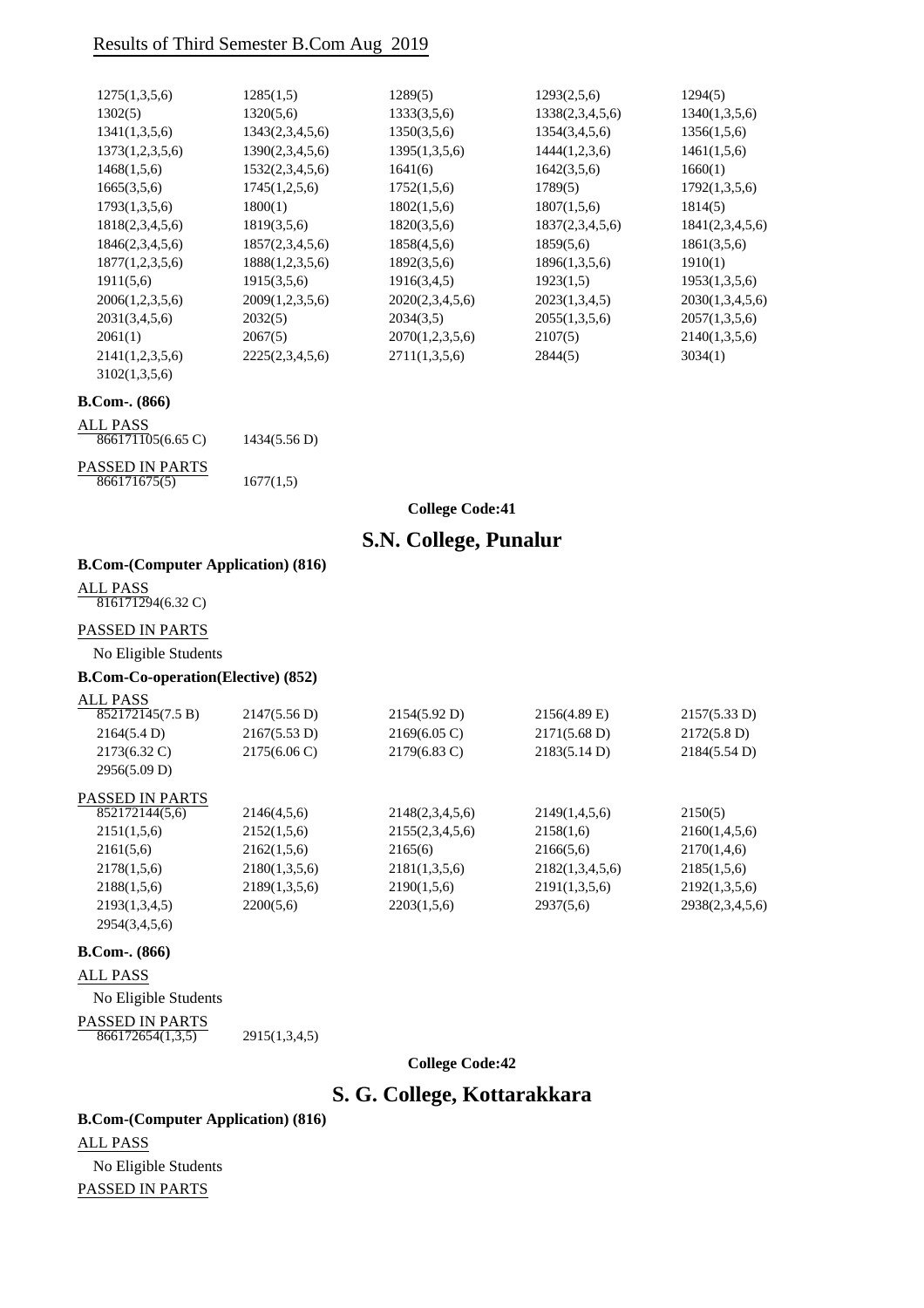Results of Third Semester B.Com Aug 2019

1275(1,3,5,6) 1285(1,5) 1289(5) 1293(2,5,6) 1294(5)
1302(5) 1320(5,6) 1333(3,5,6) 1338(2,3,4,5,6) 1340(1,3,5,6)
1341(1,3,5,6) 1343(2,3,4,5,6) 1350(3,5,6) 1354(3,4,5,6) 1356(1,5,6)
1373(1,2,3,5,6) 1390(2,3,4,5,6) 1395(1,3,5,6) 1444(1,2,3,6) 1461(1,5,6)
1468(1,5,6) 1532(2,3,4,5,6) 1641(6) 1642(3,5,6) 1660(1)
1665(3,5,6) 1745(1,2,5,6) 1752(1,5,6) 1789(5) 1792(1,3,5,6)
1793(1,3,5,6) 1800(1) 1802(1,5,6) 1807(1,5,6) 1814(5)
1818(2,3,4,5,6) 1819(3,5,6) 1820(3,5,6) 1837(2,3,4,5,6) 1841(2,3,4,5,6)
1846(2,3,4,5,6) 1857(2,3,4,5,6) 1858(4,5,6) 1859(5,6) 1861(3,5,6)
1877(1,2,3,5,6) 1888(1,2,3,5,6) 1892(3,5,6) 1896(1,3,5,6) 1910(1)
1911(5,6) 1915(3,5,6) 1916(3,4,5) 1923(1,5) 1953(1,3,5,6)
2006(1,2,3,5,6) 2009(1,2,3,5,6) 2020(2,3,4,5,6) 2023(1,3,4,5) 2030(1,3,4,5,6)
2031(3,4,5,6) 2032(5) 2034(3,5) 2055(1,3,5,6) 2057(1,3,5,6)
2061(1) 2067(5) 2070(1,2,3,5,6) 2107(5) 2140(1,3,5,6)
2141(1,2,3,5,6) 2225(2,3,4,5,6) 2711(1,3,5,6) 2844(5) 3034(1)
3102(1,3,5,6)

**B.Com-. (866)**

ALL PASS
866171105(6.65 C) 1434(5.56 D)

PASSED IN PARTS
866171675(5) 1677(1,5)

**College Code:41**

## S.N. College, Punalur

**B.Com-(Computer Application) (816)**

ALL PASS
816171294(6.32 C)

PASSED IN PARTS

No Eligible Students

**B.Com-Co-operation(Elective) (852)**

ALL PASS
852172145(7.5 B) 2147(5.56 D) 2154(5.92 D) 2156(4.89 E) 2157(5.33 D)
2164(5.4 D) 2167(5.53 D) 2169(6.05 C) 2171(5.68 D) 2172(5.8 D)
2173(6.32 C) 2175(6.06 C) 2179(6.83 C) 2183(5.14 D) 2184(5.54 D)
2956(5.09 D)

PASSED IN PARTS
852172144(5,6) 2146(4,5,6) 2148(2,3,4,5,6) 2149(1,4,5,6) 2150(5)
2151(1,5,6) 2152(1,5,6) 2155(2,3,4,5,6) 2158(1,6) 2160(1,4,5,6)
2161(5,6) 2162(1,5,6) 2165(6) 2166(5,6) 2170(1,4,6)
2178(1,5,6) 2180(1,3,5,6) 2181(1,3,5,6) 2182(1,3,4,5,6) 2185(1,5,6)
2188(1,5,6) 2189(1,3,5,6) 2190(1,5,6) 2191(1,3,5,6) 2192(1,3,5,6)
2193(1,3,4,5) 2200(5,6) 2203(1,5,6) 2937(5,6) 2938(2,3,4,5,6)
2954(3,4,5,6)

**B.Com-. (866)**

ALL PASS

No Eligible Students

PASSED IN PARTS
866172654(1,3,5) 2915(1,3,4,5)

**College Code:42**

## S. G. College, Kottarakkara

**B.Com-(Computer Application) (816)**

ALL PASS

No Eligible Students

PASSED IN PARTS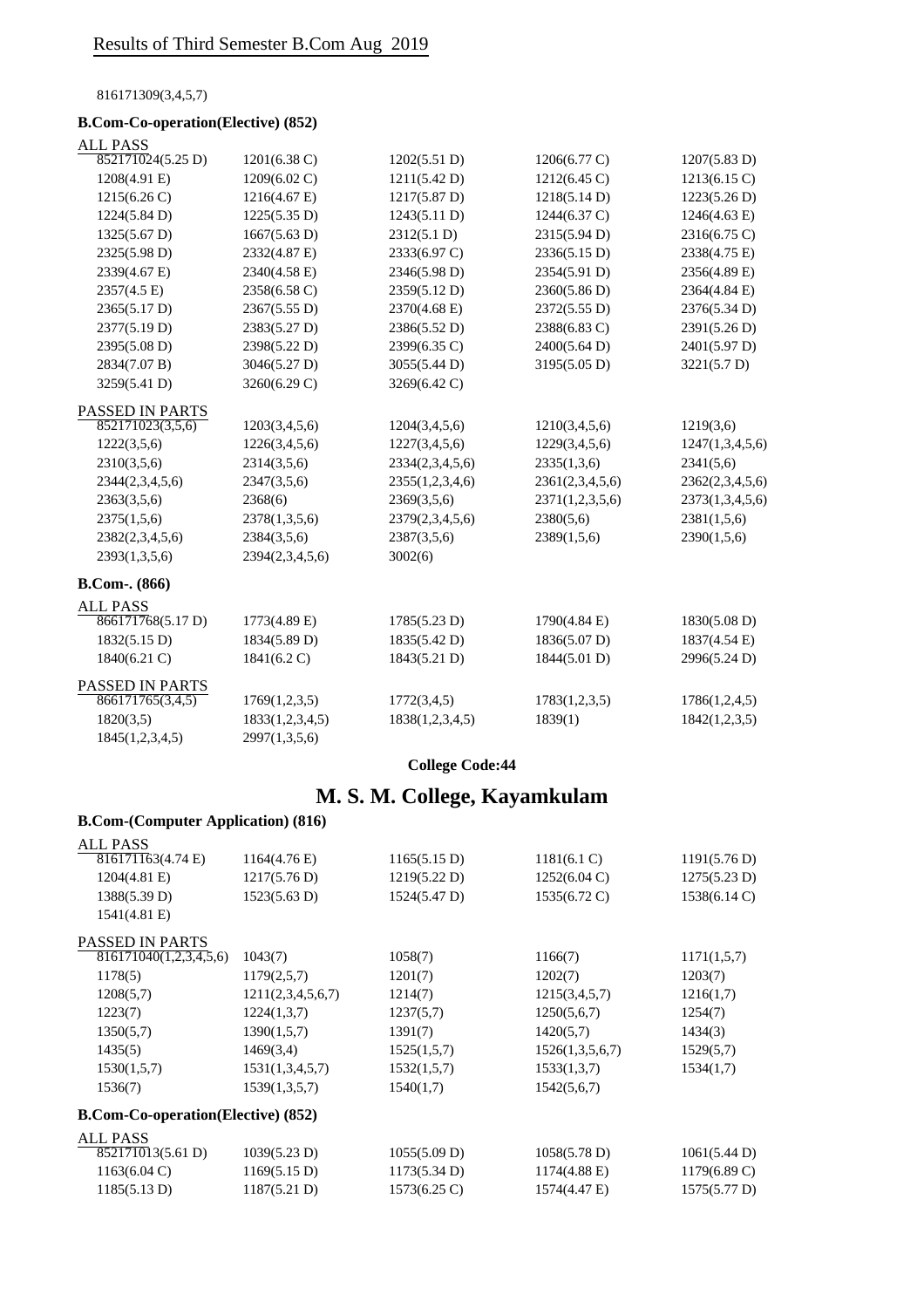# Results of Third Semester B.Com Aug 2019

816171309(3,4,5,7)

**B.Com-Co-operation(Elective) (852)**

ALL PASS

| | | | | |
|---|---|---|---|---|
| 852171024(5.25 D) | 1201(6.38 C) | 1202(5.51 D) | 1206(6.77 C) | 1207(5.83 D) |
| 1208(4.91 E) | 1209(6.02 C) | 1211(5.42 D) | 1212(6.45 C) | 1213(6.15 C) |
| 1215(6.26 C) | 1216(4.67 E) | 1217(5.87 D) | 1218(5.14 D) | 1223(5.26 D) |
| 1224(5.84 D) | 1225(5.35 D) | 1243(5.11 D) | 1244(6.37 C) | 1246(4.63 E) |
| 1325(5.67 D) | 1667(5.63 D) | 2312(5.1 D) | 2315(5.94 D) | 2316(6.75 C) |
| 2325(5.98 D) | 2332(4.87 E) | 2333(6.97 C) | 2336(5.15 D) | 2338(4.75 E) |
| 2339(4.67 E) | 2340(4.58 E) | 2346(5.98 D) | 2354(5.91 D) | 2356(4.89 E) |
| 2357(4.5 E) | 2358(6.58 C) | 2359(5.12 D) | 2360(5.86 D) | 2364(4.84 E) |
| 2365(5.17 D) | 2367(5.55 D) | 2370(4.68 E) | 2372(5.55 D) | 2376(5.34 D) |
| 2377(5.19 D) | 2383(5.27 D) | 2386(5.52 D) | 2388(6.83 C) | 2391(5.26 D) |
| 2395(5.08 D) | 2398(5.22 D) | 2399(6.35 C) | 2400(5.64 D) | 2401(5.97 D) |
| 2834(7.07 B) | 3046(5.27 D) | 3055(5.44 D) | 3195(5.05 D) | 3221(5.7 D) |
| 3259(5.41 D) | 3260(6.29 C) | 3269(6.42 C) | | |

PASSED IN PARTS

| | | | | |
|---|---|---|---|---|
| 852171023(3,5,6) | 1203(3,4,5,6) | 1204(3,4,5,6) | 1210(3,4,5,6) | 1219(3,6) |
| 1222(3,5,6) | 1226(3,4,5,6) | 1227(3,4,5,6) | 1229(3,4,5,6) | 1247(1,3,4,5,6) |
| 2310(3,5,6) | 2314(3,5,6) | 2334(2,3,4,5,6) | 2335(1,3,6) | 2341(5,6) |
| 2344(2,3,4,5,6) | 2347(3,5,6) | 2355(1,2,3,4,6) | 2361(2,3,4,5,6) | 2362(2,3,4,5,6) |
| 2363(3,5,6) | 2368(6) | 2369(3,5,6) | 2371(1,2,3,5,6) | 2373(1,3,4,5,6) |
| 2375(1,5,6) | 2378(1,3,5,6) | 2379(2,3,4,5,6) | 2380(5,6) | 2381(1,5,6) |
| 2382(2,3,4,5,6) | 2384(3,5,6) | 2387(3,5,6) | 2389(1,5,6) | 2390(1,5,6) |
| 2393(1,3,5,6) | 2394(2,3,4,5,6) | 3002(6) | | |

**B.Com-. (866)**

ALL PASS

| | | | | |
|---|---|---|---|---|
| 866171768(5.17 D) | 1773(4.89 E) | 1785(5.23 D) | 1790(4.84 E) | 1830(5.08 D) |
| 1832(5.15 D) | 1834(5.89 D) | 1835(5.42 D) | 1836(5.07 D) | 1837(4.54 E) |
| 1840(6.21 C) | 1841(6.2 C) | 1843(5.21 D) | 1844(5.01 D) | 2996(5.24 D) |

PASSED IN PARTS

| | | | | |
|---|---|---|---|---|
| 866171765(3,4,5) | 1769(1,2,3,5) | 1772(3,4,5) | 1783(1,2,3,5) | 1786(1,2,4,5) |
| 1820(3,5) | 1833(1,2,3,4,5) | 1838(1,2,3,4,5) | 1839(1) | 1842(1,2,3,5) |
| 1845(1,2,3,4,5) | 2997(1,3,5,6) | | | |

**College Code:44**

## M. S. M. College, Kayamkulam

**B.Com-(Computer Application) (816)**

ALL PASS

| | | | | |
|---|---|---|---|---|
| 816171163(4.74 E) | 1164(4.76 E) | 1165(5.15 D) | 1181(6.1 C) | 1191(5.76 D) |
| 1204(4.81 E) | 1217(5.76 D) | 1219(5.22 D) | 1252(6.04 C) | 1275(5.23 D) |
| 1388(5.39 D) | 1523(5.63 D) | 1524(5.47 D) | 1535(6.72 C) | 1538(6.14 C) |
| 1541(4.81 E) | | | | |

PASSED IN PARTS

| | | | | |
|---|---|---|---|---|
| 816171040(1,2,3,4,5,6) | 1043(7) | 1058(7) | 1166(7) | 1171(1,5,7) |
| 1178(5) | 1179(2,5,7) | 1201(7) | 1202(7) | 1203(7) |
| 1208(5,7) | 1211(2,3,4,5,6,7) | 1214(7) | 1215(3,4,5,7) | 1216(1,7) |
| 1223(7) | 1224(1,3,7) | 1237(5,7) | 1250(5,6,7) | 1254(7) |
| 1350(5,7) | 1390(1,5,7) | 1391(7) | 1420(5,7) | 1434(3) |
| 1435(5) | 1469(3,4) | 1525(1,5,7) | 1526(1,3,5,6,7) | 1529(5,7) |
| 1530(1,5,7) | 1531(1,3,4,5,7) | 1532(1,5,7) | 1533(1,3,7) | 1534(1,7) |
| 1536(7) | 1539(1,3,5,7) | 1540(1,7) | 1542(5,6,7) | |

**B.Com-Co-operation(Elective) (852)**

ALL PASS

| | | | | |
|---|---|---|---|---|
| 852171013(5.61 D) | 1039(5.23 D) | 1055(5.09 D) | 1058(5.78 D) | 1061(5.44 D) |
| 1163(6.04 C) | 1169(5.15 D) | 1173(5.34 D) | 1174(4.88 E) | 1179(6.89 C) |
| 1185(5.13 D) | 1187(5.21 D) | 1573(6.25 C) | 1574(4.47 E) | 1575(5.77 D) |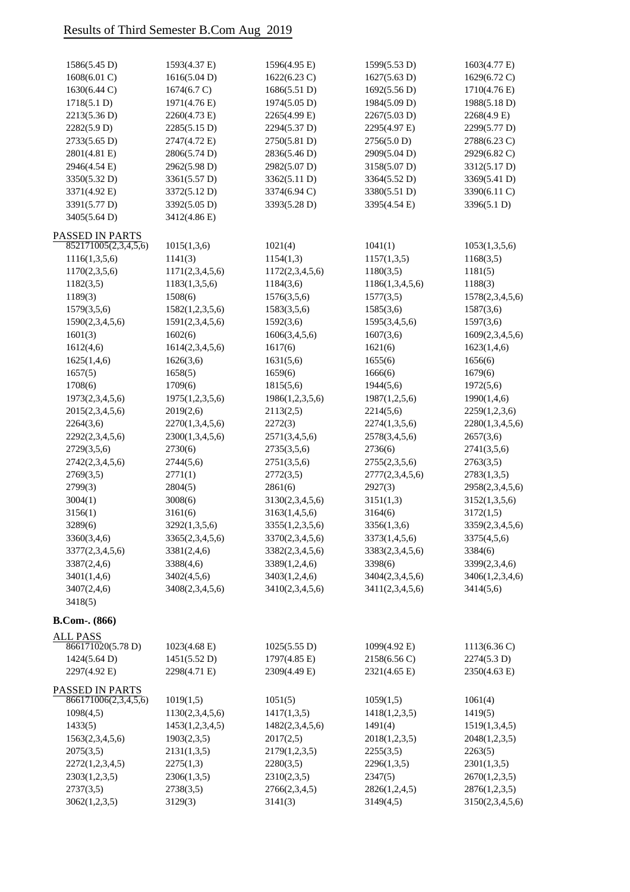# Results of Third Semester B.Com Aug 2019

| | | | | |
|---|---|---|---|---|
| 1586(5.45 D) | 1593(4.37 E) | 1596(4.95 E) | 1599(5.53 D) | 1603(4.77 E) |
| 1608(6.01 C) | 1616(5.04 D) | 1622(6.23 C) | 1627(5.63 D) | 1629(6.72 C) |
| 1630(6.44 C) | 1674(6.7 C) | 1686(5.51 D) | 1692(5.56 D) | 1710(4.76 E) |
| 1718(5.1 D) | 1971(4.76 E) | 1974(5.05 D) | 1984(5.09 D) | 1988(5.18 D) |
| 2213(5.36 D) | 2260(4.73 E) | 2265(4.99 E) | 2267(5.03 D) | 2268(4.9 E) |
| 2282(5.9 D) | 2285(5.15 D) | 2294(5.37 D) | 2295(4.97 E) | 2299(5.77 D) |
| 2733(5.65 D) | 2747(4.72 E) | 2750(5.81 D) | 2756(5.0 D) | 2788(6.23 C) |
| 2801(4.81 E) | 2806(5.74 D) | 2836(5.46 D) | 2909(5.04 D) | 2929(6.82 C) |
| 2946(4.54 E) | 2962(5.98 D) | 2982(5.07 D) | 3158(5.07 D) | 3312(5.17 D) |
| 3350(5.32 D) | 3361(5.57 D) | 3362(5.11 D) | 3364(5.52 D) | 3369(5.41 D) |
| 3371(4.92 E) | 3372(5.12 D) | 3374(6.94 C) | 3380(5.51 D) | 3390(6.11 C) |
| 3391(5.77 D) | 3392(5.05 D) | 3393(5.28 D) | 3395(4.54 E) | 3396(5.1 D) |
| 3405(5.64 D) | 3412(4.86 E) | | | |

PASSED IN PARTS

| | | | | |
|---|---|---|---|---|
| 852171005(2,3,4,5,6) | 1015(1,3,6) | 1021(4) | 1041(1) | 1053(1,3,5,6) |
| 1116(1,3,5,6) | 1141(3) | 1154(1,3) | 1157(1,3,5) | 1168(3,5) |
| 1170(2,3,5,6) | 1171(2,3,4,5,6) | 1172(2,3,4,5,6) | 1180(3,5) | 1181(5) |
| 1182(3,5) | 1183(1,3,5,6) | 1184(3,6) | 1186(1,3,4,5,6) | 1188(3) |
| 1189(3) | 1508(6) | 1576(3,5,6) | 1577(3,5) | 1578(2,3,4,5,6) |
| 1579(3,5,6) | 1582(1,2,3,5,6) | 1583(3,5,6) | 1585(3,6) | 1587(3,6) |
| 1590(2,3,4,5,6) | 1591(2,3,4,5,6) | 1592(3,6) | 1595(3,4,5,6) | 1597(3,6) |
| 1601(3) | 1602(6) | 1606(3,4,5,6) | 1607(3,6) | 1609(2,3,4,5,6) |
| 1612(4,6) | 1614(2,3,4,5,6) | 1617(6) | 1621(6) | 1623(1,4,6) |
| 1625(1,4,6) | 1626(3,6) | 1631(5,6) | 1655(6) | 1656(6) |
| 1657(5) | 1658(5) | 1659(6) | 1666(6) | 1679(6) |
| 1708(6) | 1709(6) | 1815(5,6) | 1944(5,6) | 1972(5,6) |
| 1973(2,3,4,5,6) | 1975(1,2,3,5,6) | 1986(1,2,3,5,6) | 1987(1,2,5,6) | 1990(1,4,6) |
| 2015(2,3,4,5,6) | 2019(2,6) | 2113(2,5) | 2214(5,6) | 2259(1,2,3,6) |
| 2264(3,6) | 2270(1,3,4,5,6) | 2272(3) | 2274(1,3,5,6) | 2280(1,3,4,5,6) |
| 2292(2,3,4,5,6) | 2300(1,3,4,5,6) | 2571(3,4,5,6) | 2578(3,4,5,6) | 2657(3,6) |
| 2729(3,5,6) | 2730(6) | 2735(3,5,6) | 2736(6) | 2741(3,5,6) |
| 2742(2,3,4,5,6) | 2744(5,6) | 2751(3,5,6) | 2755(2,3,5,6) | 2763(3,5) |
| 2769(3,5) | 2771(1) | 2772(3,5) | 2777(2,3,4,5,6) | 2783(1,3,5) |
| 2799(3) | 2804(5) | 2861(6) | 2927(3) | 2958(2,3,4,5,6) |
| 3004(1) | 3008(6) | 3130(2,3,4,5,6) | 3151(1,3) | 3152(1,3,5,6) |
| 3156(1) | 3161(6) | 3163(1,4,5,6) | 3164(6) | 3172(1,5) |
| 3289(6) | 3292(1,3,5,6) | 3355(1,2,3,5,6) | 3356(1,3,6) | 3359(2,3,4,5,6) |
| 3360(3,4,6) | 3365(2,3,4,5,6) | 3370(2,3,4,5,6) | 3373(1,4,5,6) | 3375(4,5,6) |
| 3377(2,3,4,5,6) | 3381(2,4,6) | 3382(2,3,4,5,6) | 3383(2,3,4,5,6) | 3384(6) |
| 3387(2,4,6) | 3388(4,6) | 3389(1,2,4,6) | 3398(6) | 3399(2,3,4,6) |
| 3401(1,4,6) | 3402(4,5,6) | 3403(1,2,4,6) | 3404(2,3,4,5,6) | 3406(1,2,3,4,6) |
| 3407(2,4,6) | 3408(2,3,4,5,6) | 3410(2,3,4,5,6) | 3411(2,3,4,5,6) | 3414(5,6) |
| 3418(5) | | | | |

**B.Com-. (866)**

ALL PASS

| | | | | |
|---|---|---|---|---|
| 866171020(5.78 D) | 1023(4.68 E) | 1025(5.55 D) | 1099(4.92 E) | 1113(6.36 C) |
| 1424(5.64 D) | 1451(5.52 D) | 1797(4.85 E) | 2158(6.56 C) | 2274(5.3 D) |
| 2297(4.92 E) | 2298(4.71 E) | 2309(4.49 E) | 2321(4.65 E) | 2350(4.63 E) |

PASSED IN PARTS

| | | | | |
|---|---|---|---|---|
| 866171006(2,3,4,5,6) | 1019(1,5) | 1051(5) | 1059(1,5) | 1061(4) |
| 1098(4,5) | 1130(2,3,4,5,6) | 1417(1,3,5) | 1418(1,2,3,5) | 1419(5) |
| 1433(5) | 1453(1,2,3,4,5) | 1482(2,3,4,5,6) | 1491(4) | 1519(1,3,4,5) |
| 1563(2,3,4,5,6) | 1903(2,3,5) | 2017(2,5) | 2018(1,2,3,5) | 2048(1,2,3,5) |
| 2075(3,5) | 2131(1,3,5) | 2179(1,2,3,5) | 2255(3,5) | 2263(5) |
| 2272(1,2,3,4,5) | 2275(1,3) | 2280(3,5) | 2296(1,3,5) | 2301(1,3,5) |
| 2303(1,2,3,5) | 2306(1,3,5) | 2310(2,3,5) | 2347(5) | 2670(1,2,3,5) |
| 2737(3,5) | 2738(3,5) | 2766(2,3,4,5) | 2826(1,2,4,5) | 2876(1,2,3,5) |
| 3062(1,2,3,5) | 3129(3) | 3141(3) | 3149(4,5) | 3150(2,3,4,5,6) |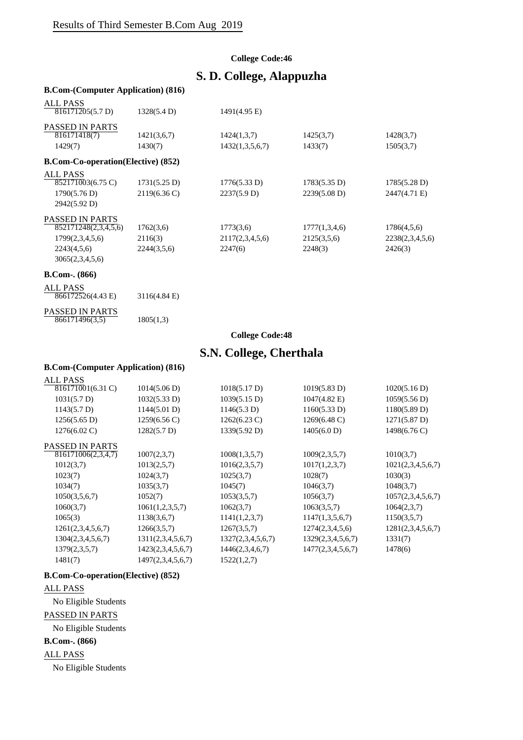# Results of Third Semester B.Com Aug 2019

**College Code:46**

## S. D. College, Alappuzha

### B.Com-(Computer Application) (816)

ALL PASS

| | | | | |
|---|---|---|---|---|
| 816171205(5.7 D) | 1328(5.4 D) | 1491(4.95 E) | | |

PASSED IN PARTS

| | | | | |
|---|---|---|---|---|
| 816171418(7) | 1421(3,6,7) | 1424(1,3,7) | 1425(3,7) | 1428(3,7) |
| 1429(7) | 1430(7) | 1432(1,3,5,6,7) | 1433(7) | 1505(3,7) |

### B.Com-Co-operation(Elective) (852)

ALL PASS

| | | | | |
|---|---|---|---|---|
| 852171003(6.75 C) | 1731(5.25 D) | 1776(5.33 D) | 1783(5.35 D) | 1785(5.28 D) |
| 1790(5.76 D) | 2119(6.36 C) | 2237(5.9 D) | 2239(5.08 D) | 2447(4.71 E) |
| 2942(5.92 D) | | | | |

PASSED IN PARTS

| | | | | |
|---|---|---|---|---|
| 852171248(2,3,4,5,6) | 1762(3,6) | 1773(3,6) | 1777(1,3,4,6) | 1786(4,5,6) |
| 1799(2,3,4,5,6) | 2116(3) | 2117(2,3,4,5,6) | 2125(3,5,6) | 2238(2,3,4,5,6) |
| 2243(4,5,6) | 2244(3,5,6) | 2247(6) | 2248(3) | 2426(3) |
| 3065(2,3,4,5,6) | | | | |

### B.Com-. (866)

ALL PASS

| | |
|---|---|
| 866172526(4.43 E) | 3116(4.84 E) |

PASSED IN PARTS

| | |
|---|---|
| 866171496(3,5) | 1805(1,3) |

**College Code:48**

## S.N. College, Cherthala

### B.Com-(Computer Application) (816)

ALL PASS

| | | | | |
|---|---|---|---|---|
| 816171001(6.31 C) | 1014(5.06 D) | 1018(5.17 D) | 1019(5.83 D) | 1020(5.16 D) |
| 1031(5.7 D) | 1032(5.33 D) | 1039(5.15 D) | 1047(4.82 E) | 1059(5.56 D) |
| 1143(5.7 D) | 1144(5.01 D) | 1146(5.3 D) | 1160(5.33 D) | 1180(5.89 D) |
| 1256(5.65 D) | 1259(6.56 C) | 1262(6.23 C) | 1269(6.48 C) | 1271(5.87 D) |
| 1276(6.02 C) | 1282(5.7 D) | 1339(5.92 D) | 1405(6.0 D) | 1498(6.76 C) |

PASSED IN PARTS

| | | | | |
|---|---|---|---|---|
| 816171006(2,3,4,7) | 1007(2,3,7) | 1008(1,3,5,7) | 1009(2,3,5,7) | 1010(3,7) |
| 1012(3,7) | 1013(2,5,7) | 1016(2,3,5,7) | 1017(1,2,3,7) | 1021(2,3,4,5,6,7) |
| 1023(7) | 1024(3,7) | 1025(3,7) | 1028(7) | 1030(3) |
| 1034(7) | 1035(3,7) | 1045(7) | 1046(3,7) | 1048(3,7) |
| 1050(3,5,6,7) | 1052(7) | 1053(3,5,7) | 1056(3,7) | 1057(2,3,4,5,6,7) |
| 1060(3,7) | 1061(1,2,3,5,7) | 1062(3,7) | 1063(3,5,7) | 1064(2,3,7) |
| 1065(3) | 1138(3,6,7) | 1141(1,2,3,7) | 1147(1,3,5,6,7) | 1150(3,5,7) |
| 1261(2,3,4,5,6,7) | 1266(3,5,7) | 1267(3,5,7) | 1274(2,3,4,5,6) | 1281(2,3,4,5,6,7) |
| 1304(2,3,4,5,6,7) | 1311(2,3,4,5,6,7) | 1327(2,3,4,5,6,7) | 1329(2,3,4,5,6,7) | 1331(7) |
| 1379(2,3,5,7) | 1423(2,3,4,5,6,7) | 1446(2,3,4,6,7) | 1477(2,3,4,5,6,7) | 1478(6) |
| 1481(7) | 1497(2,3,4,5,6,7) | 1522(1,2,7) | | |

### B.Com-Co-operation(Elective) (852)

ALL PASS

No Eligible Students

PASSED IN PARTS

No Eligible Students

### B.Com-. (866)

ALL PASS

No Eligible Students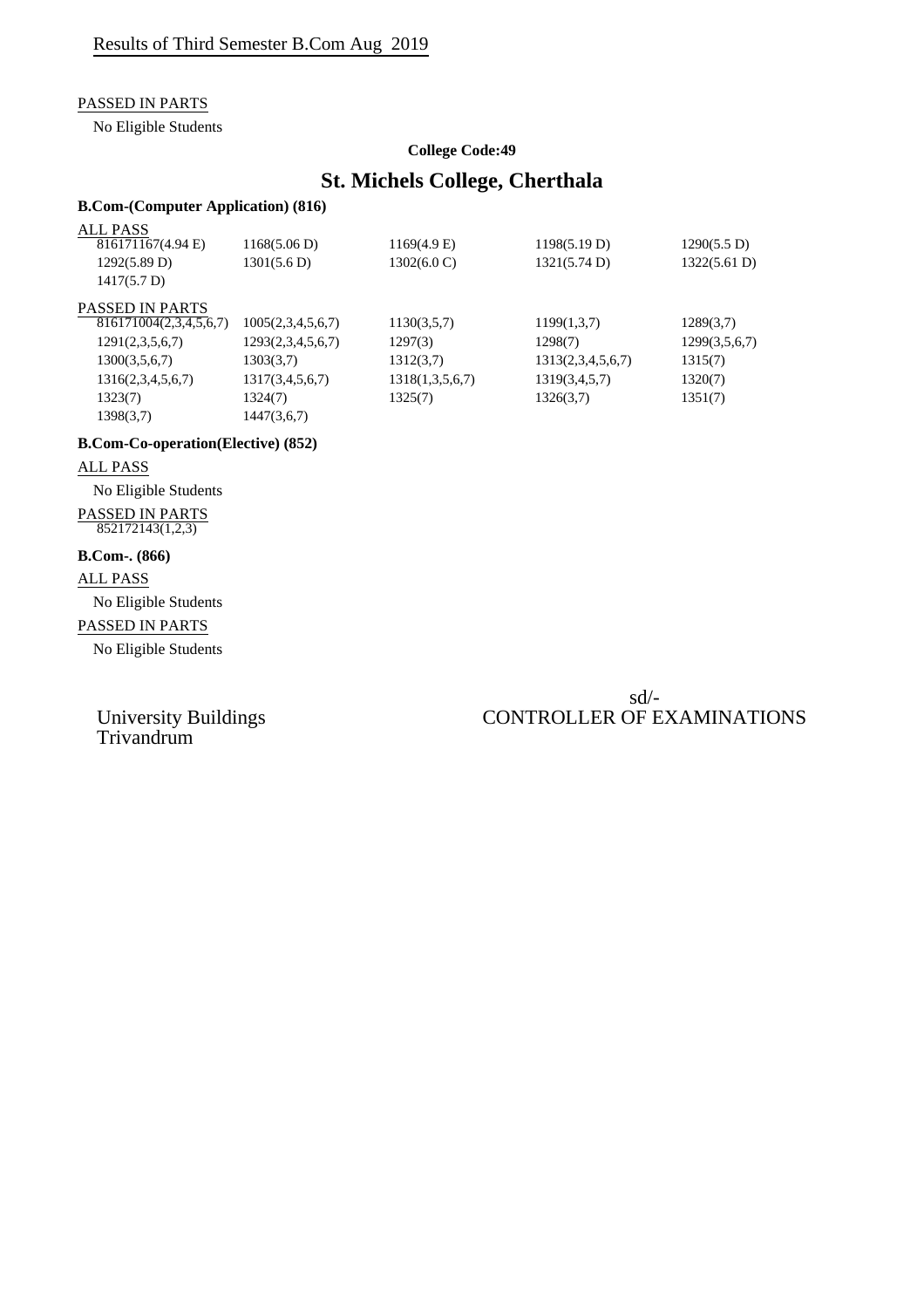Results of Third Semester B.Com Aug 2019

PASSED IN PARTS

No Eligible Students

**College Code:49**

## St. Michels College, Cherthala

**B.Com-(Computer Application) (816)**

ALL PASS

| | | | | |
|---|---|---|---|---|
| 816171167(4.94 E) | 1168(5.06 D) | 1169(4.9 E) | 1198(5.19 D) | 1290(5.5 D) |
| 1292(5.89 D) | 1301(5.6 D) | 1302(6.0 C) | 1321(5.74 D) | 1322(5.61 D) |
| 1417(5.7 D) | | | | |

PASSED IN PARTS

| | | | | |
|---|---|---|---|---|
| 816171004(2,3,4,5,6,7) | 1005(2,3,4,5,6,7) | 1130(3,5,7) | 1199(1,3,7) | 1289(3,7) |
| 1291(2,3,5,6,7) | 1293(2,3,4,5,6,7) | 1297(3) | 1298(7) | 1299(3,5,6,7) |
| 1300(3,5,6,7) | 1303(3,7) | 1312(3,7) | 1313(2,3,4,5,6,7) | 1315(7) |
| 1316(2,3,4,5,6,7) | 1317(3,4,5,6,7) | 1318(1,3,5,6,7) | 1319(3,4,5,7) | 1320(7) |
| 1323(7) | 1324(7) | 1325(7) | 1326(3,7) | 1351(7) |
| 1398(3,7) | 1447(3,6,7) | | | |

**B.Com-Co-operation(Elective) (852)**

ALL PASS

No Eligible Students

PASSED IN PARTS

852172143(1,2,3)

**B.Com-. (866)**

ALL PASS

No Eligible Students

PASSED IN PARTS

No Eligible Students

University Buildings
Trivandrum

sd/-
CONTROLLER OF EXAMINATIONS